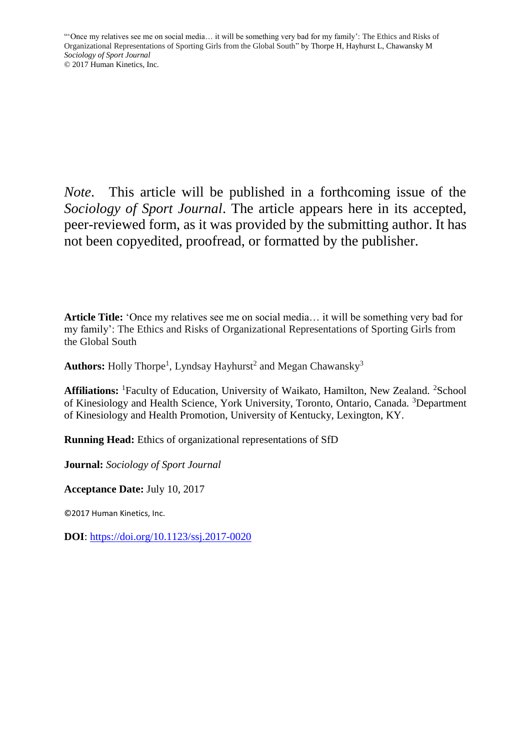"'Once my relatives see me on social media… it will be something very bad for my family': The Ethics and Risks of Organizational Representations of Sporting Girls from the Global South" by Thorpe H, Hayhurst L, Chawansky M
*Sociology of Sport Journal*
© 2017 Human Kinetics, Inc.

*Note*. This article will be published in a forthcoming issue of the *Sociology of Sport Journal*. The article appears here in its accepted, peer-reviewed form, as it was provided by the submitting author. It has not been copyedited, proofread, or formatted by the publisher.

**Article Title:** 'Once my relatives see me on social media… it will be something very bad for my family': The Ethics and Risks of Organizational Representations of Sporting Girls from the Global South

**Authors:** Holly Thorpe[1], Lyndsay Hayhurst[2] and Megan Chawansky[3]

**Affiliations:** [1]Faculty of Education, University of Waikato, Hamilton, New Zealand. [2]School of Kinesiology and Health Science, York University, Toronto, Ontario, Canada. [3]Department of Kinesiology and Health Promotion, University of Kentucky, Lexington, KY.

**Running Head:** Ethics of organizational representations of SfD

**Journal:** *Sociology of Sport Journal*

**Acceptance Date:** July 10, 2017

©2017 Human Kinetics, Inc.

**DOI**: https://doi.org/10.1123/ssj.2017-0020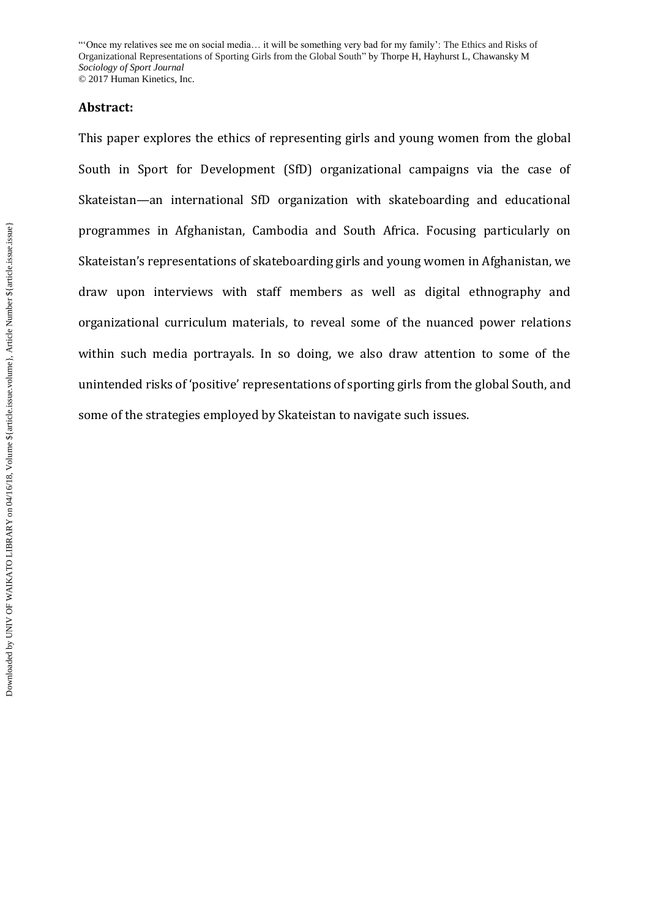**Abstract:**

This paper explores the ethics of representing girls and young women from the global South in Sport for Development (SfD) organizational campaigns via the case of Skateistan—an international SfD organization with skateboarding and educational programmes in Afghanistan, Cambodia and South Africa. Focusing particularly on Skateistan's representations of skateboarding girls and young women in Afghanistan, we draw upon interviews with staff members as well as digital ethnography and organizational curriculum materials, to reveal some of the nuanced power relations within such media portrayals. In so doing, we also draw attention to some of the unintended risks of 'positive' representations of sporting girls from the global South, and some of the strategies employed by Skateistan to navigate such issues.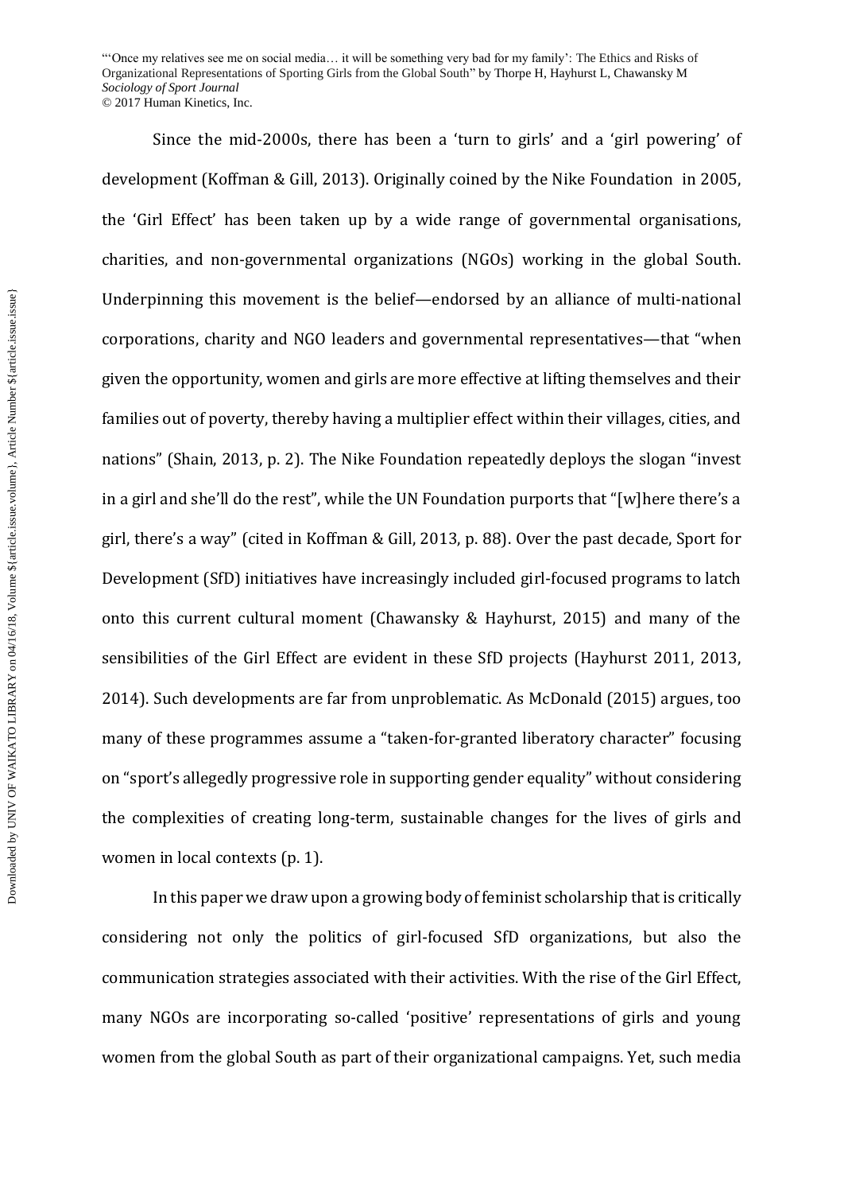Since the mid-2000s, there has been a 'turn to girls' and a 'girl powering' of development (Koffman & Gill, 2013). Originally coined by the Nike Foundation in 2005, the 'Girl Effect' has been taken up by a wide range of governmental organisations, charities, and non-governmental organizations (NGOs) working in the global South. Underpinning this movement is the belief—endorsed by an alliance of multi-national corporations, charity and NGO leaders and governmental representatives—that "when given the opportunity, women and girls are more effective at lifting themselves and their families out of poverty, thereby having a multiplier effect within their villages, cities, and nations" (Shain, 2013, p. 2). The Nike Foundation repeatedly deploys the slogan "invest in a girl and she'll do the rest", while the UN Foundation purports that "[w]here there's a girl, there's a way" (cited in Koffman & Gill, 2013, p. 88). Over the past decade, Sport for Development (SfD) initiatives have increasingly included girl-focused programs to latch onto this current cultural moment (Chawansky & Hayhurst, 2015) and many of the sensibilities of the Girl Effect are evident in these SfD projects (Hayhurst 2011, 2013, 2014). Such developments are far from unproblematic. As McDonald (2015) argues, too many of these programmes assume a "taken-for-granted liberatory character" focusing on "sport's allegedly progressive role in supporting gender equality" without considering the complexities of creating long-term, sustainable changes for the lives of girls and women in local contexts (p. 1).

In this paper we draw upon a growing body of feminist scholarship that is critically considering not only the politics of girl-focused SfD organizations, but also the communication strategies associated with their activities. With the rise of the Girl Effect, many NGOs are incorporating so-called 'positive' representations of girls and young women from the global South as part of their organizational campaigns. Yet, such media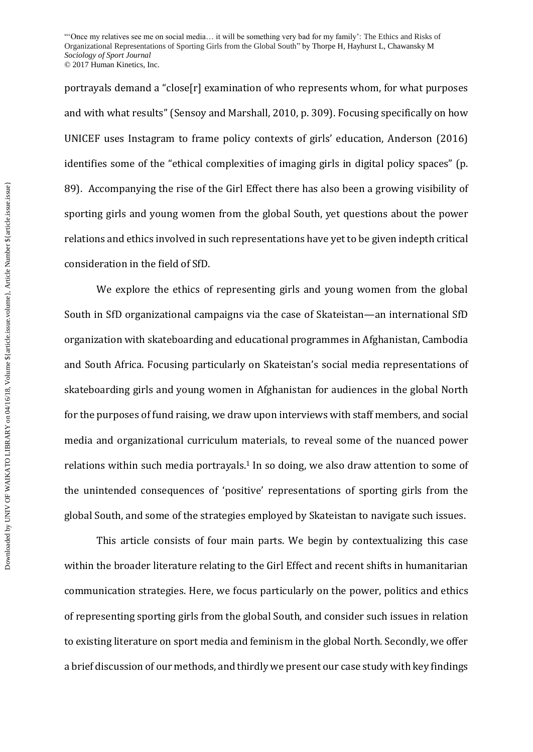portrayals demand a "close[r] examination of who represents whom, for what purposes and with what results" (Sensoy and Marshall, 2010, p. 309). Focusing specifically on how UNICEF uses Instagram to frame policy contexts of girls' education, Anderson (2016) identifies some of the "ethical complexities of imaging girls in digital policy spaces" (p. 89). Accompanying the rise of the Girl Effect there has also been a growing visibility of sporting girls and young women from the global South, yet questions about the power relations and ethics involved in such representations have yet to be given indepth critical consideration in the field of SfD.

We explore the ethics of representing girls and young women from the global South in SfD organizational campaigns via the case of Skateistan—an international SfD organization with skateboarding and educational programmes in Afghanistan, Cambodia and South Africa. Focusing particularly on Skateistan's social media representations of skateboarding girls and young women in Afghanistan for audiences in the global North for the purposes of fund raising, we draw upon interviews with staff members, and social media and organizational curriculum materials, to reveal some of the nuanced power relations within such media portrayals.[1] In so doing, we also draw attention to some of the unintended consequences of 'positive' representations of sporting girls from the global South, and some of the strategies employed by Skateistan to navigate such issues.

This article consists of four main parts. We begin by contextualizing this case within the broader literature relating to the Girl Effect and recent shifts in humanitarian communication strategies. Here, we focus particularly on the power, politics and ethics of representing sporting girls from the global South, and consider such issues in relation to existing literature on sport media and feminism in the global North. Secondly, we offer a brief discussion of our methods, and thirdly we present our case study with key findings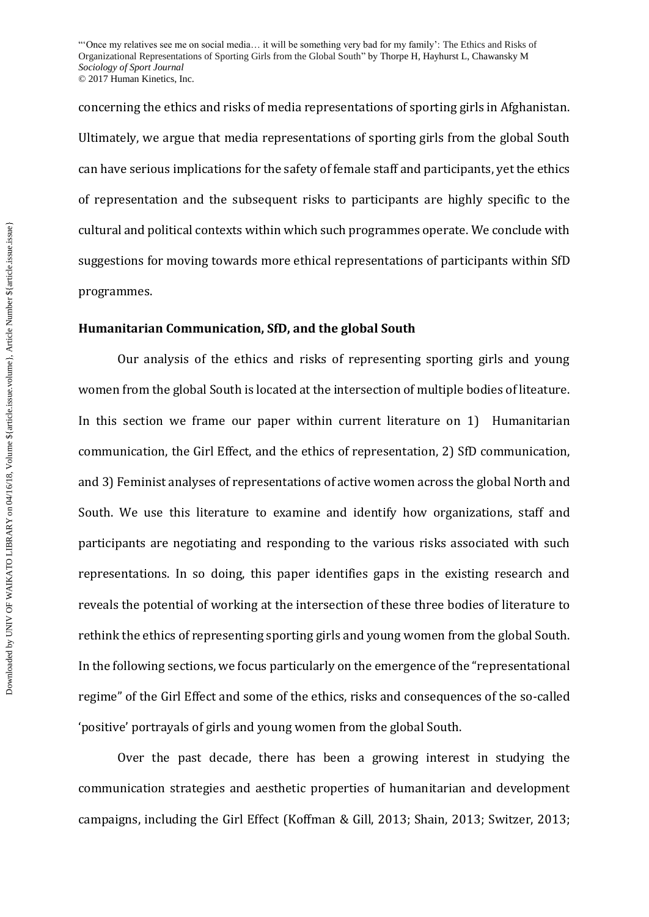concerning the ethics and risks of media representations of sporting girls in Afghanistan. Ultimately, we argue that media representations of sporting girls from the global South can have serious implications for the safety of female staff and participants, yet the ethics of representation and the subsequent risks to participants are highly specific to the cultural and political contexts within which such programmes operate. We conclude with suggestions for moving towards more ethical representations of participants within SfD programmes.

**Humanitarian Communication, SfD, and the global South**

Our analysis of the ethics and risks of representing sporting girls and young women from the global South is located at the intersection of multiple bodies of liteature. In this section we frame our paper within current literature on 1) Humanitarian communication, the Girl Effect, and the ethics of representation, 2) SfD communication, and 3) Feminist analyses of representations of active women across the global North and South. We use this literature to examine and identify how organizations, staff and participants are negotiating and responding to the various risks associated with such representations. In so doing, this paper identifies gaps in the existing research and reveals the potential of working at the intersection of these three bodies of literature to rethink the ethics of representing sporting girls and young women from the global South. In the following sections, we focus particularly on the emergence of the "representational regime" of the Girl Effect and some of the ethics, risks and consequences of the so-called 'positive' portrayals of girls and young women from the global South.

Over the past decade, there has been a growing interest in studying the communication strategies and aesthetic properties of humanitarian and development campaigns, including the Girl Effect (Koffman & Gill, 2013; Shain, 2013; Switzer, 2013;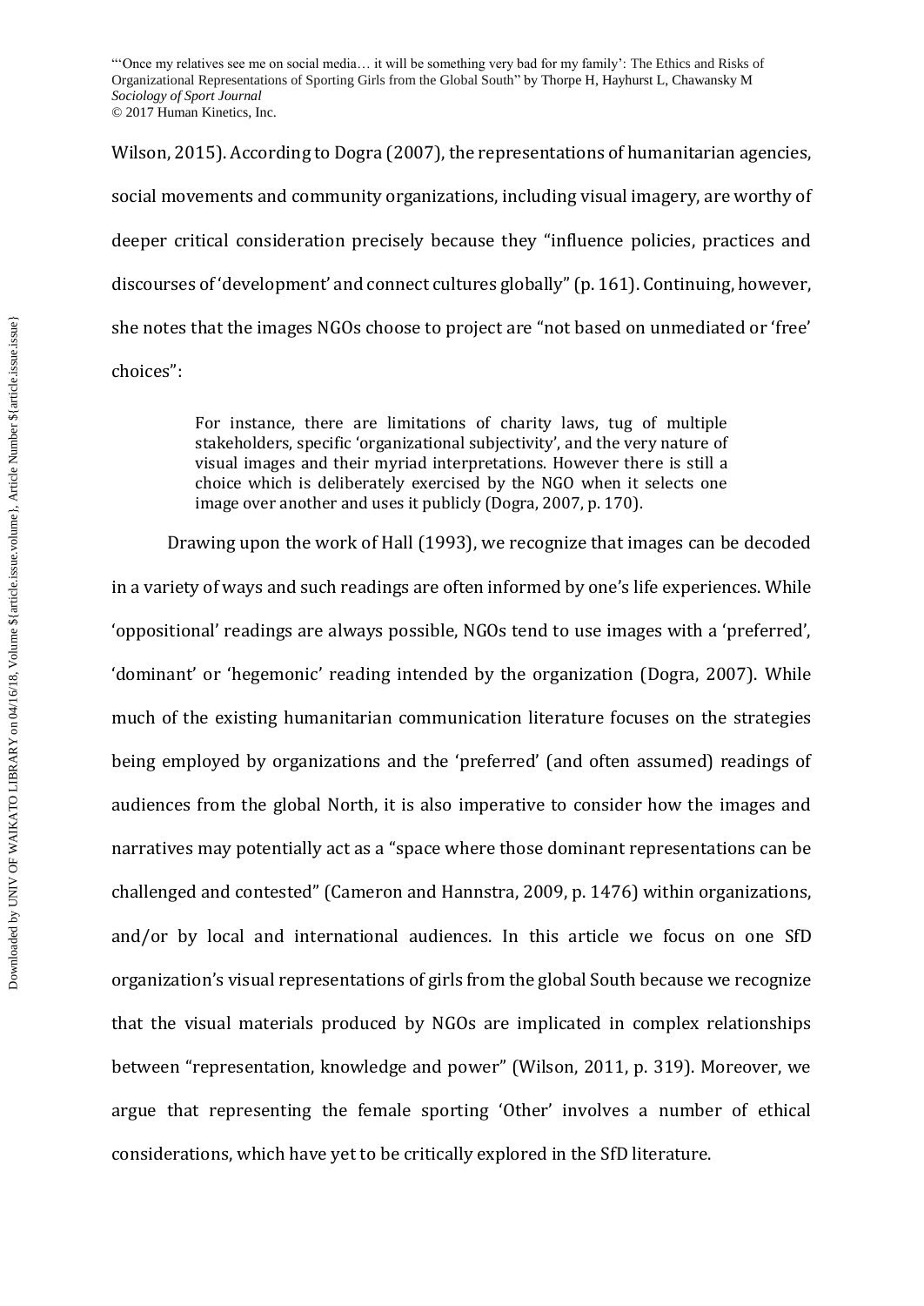Wilson, 2015). According to Dogra (2007), the representations of humanitarian agencies, social movements and community organizations, including visual imagery, are worthy of deeper critical consideration precisely because they "influence policies, practices and discourses of 'development' and connect cultures globally" (p. 161). Continuing, however, she notes that the images NGOs choose to project are "not based on unmediated or 'free' choices":

> For instance, there are limitations of charity laws, tug of multiple stakeholders, specific 'organizational subjectivity', and the very nature of visual images and their myriad interpretations. However there is still a choice which is deliberately exercised by the NGO when it selects one image over another and uses it publicly (Dogra, 2007, p. 170).

Drawing upon the work of Hall (1993), we recognize that images can be decoded in a variety of ways and such readings are often informed by one's life experiences. While 'oppositional' readings are always possible, NGOs tend to use images with a 'preferred', 'dominant' or 'hegemonic' reading intended by the organization (Dogra, 2007). While much of the existing humanitarian communication literature focuses on the strategies being employed by organizations and the 'preferred' (and often assumed) readings of audiences from the global North, it is also imperative to consider how the images and narratives may potentially act as a "space where those dominant representations can be challenged and contested" (Cameron and Hannstra, 2009, p. 1476) within organizations, and/or by local and international audiences. In this article we focus on one SfD organization's visual representations of girls from the global South because we recognize that the visual materials produced by NGOs are implicated in complex relationships between "representation, knowledge and power" (Wilson, 2011, p. 319). Moreover, we argue that representing the female sporting 'Other' involves a number of ethical considerations, which have yet to be critically explored in the SfD literature.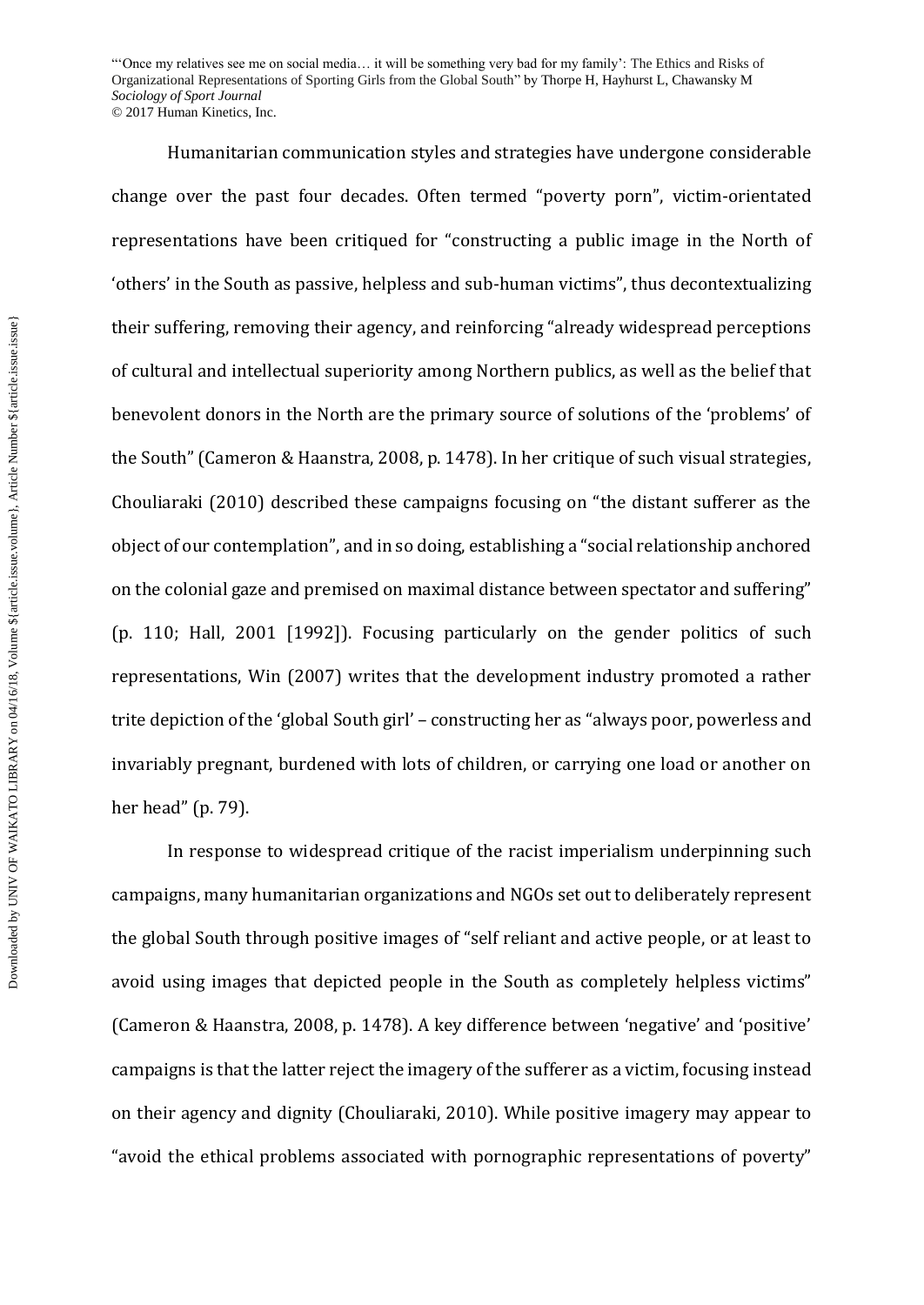Humanitarian communication styles and strategies have undergone considerable change over the past four decades. Often termed "poverty porn", victim-orientated representations have been critiqued for "constructing a public image in the North of 'others' in the South as passive, helpless and sub-human victims", thus decontextualizing their suffering, removing their agency, and reinforcing "already widespread perceptions of cultural and intellectual superiority among Northern publics, as well as the belief that benevolent donors in the North are the primary source of solutions of the 'problems' of the South" (Cameron & Haanstra, 2008, p. 1478). In her critique of such visual strategies, Chouliaraki (2010) described these campaigns focusing on "the distant sufferer as the object of our contemplation", and in so doing, establishing a "social relationship anchored on the colonial gaze and premised on maximal distance between spectator and suffering" (p. 110; Hall, 2001 [1992]). Focusing particularly on the gender politics of such representations, Win (2007) writes that the development industry promoted a rather trite depiction of the 'global South girl' – constructing her as "always poor, powerless and invariably pregnant, burdened with lots of children, or carrying one load or another on her head" (p. 79).

In response to widespread critique of the racist imperialism underpinning such campaigns, many humanitarian organizations and NGOs set out to deliberately represent the global South through positive images of "self reliant and active people, or at least to avoid using images that depicted people in the South as completely helpless victims" (Cameron & Haanstra, 2008, p. 1478). A key difference between 'negative' and 'positive' campaigns is that the latter reject the imagery of the sufferer as a victim, focusing instead on their agency and dignity (Chouliaraki, 2010). While positive imagery may appear to "avoid the ethical problems associated with pornographic representations of poverty"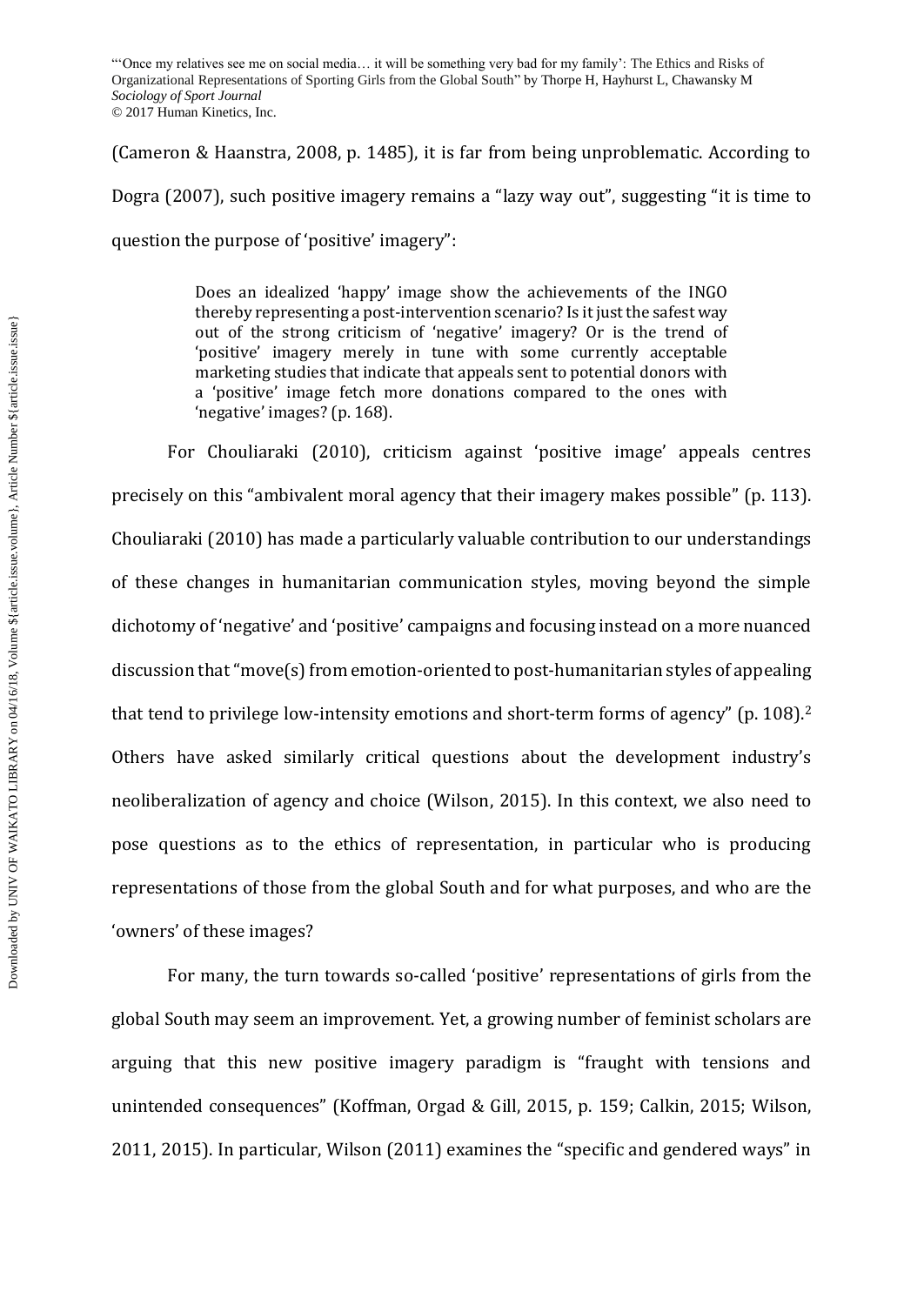(Cameron & Haanstra, 2008, p. 1485), it is far from being unproblematic. According to Dogra (2007), such positive imagery remains a "lazy way out", suggesting "it is time to question the purpose of 'positive' imagery":

> Does an idealized 'happy' image show the achievements of the INGO thereby representing a post-intervention scenario? Is it just the safest way out of the strong criticism of 'negative' imagery? Or is the trend of 'positive' imagery merely in tune with some currently acceptable marketing studies that indicate that appeals sent to potential donors with a 'positive' image fetch more donations compared to the ones with 'negative' images? (p. 168).

For Chouliaraki (2010), criticism against 'positive image' appeals centres precisely on this "ambivalent moral agency that their imagery makes possible" (p. 113). Chouliaraki (2010) has made a particularly valuable contribution to our understandings of these changes in humanitarian communication styles, moving beyond the simple dichotomy of 'negative' and 'positive' campaigns and focusing instead on a more nuanced discussion that "move(s) from emotion-oriented to post-humanitarian styles of appealing that tend to privilege low-intensity emotions and short-term forms of agency" (p. 108).[2] Others have asked similarly critical questions about the development industry's neoliberalization of agency and choice (Wilson, 2015). In this context, we also need to pose questions as to the ethics of representation, in particular who is producing representations of those from the global South and for what purposes, and who are the 'owners' of these images?

For many, the turn towards so-called 'positive' representations of girls from the global South may seem an improvement. Yet, a growing number of feminist scholars are arguing that this new positive imagery paradigm is "fraught with tensions and unintended consequences" (Koffman, Orgad & Gill, 2015, p. 159; Calkin, 2015; Wilson, 2011, 2015). In particular, Wilson (2011) examines the "specific and gendered ways" in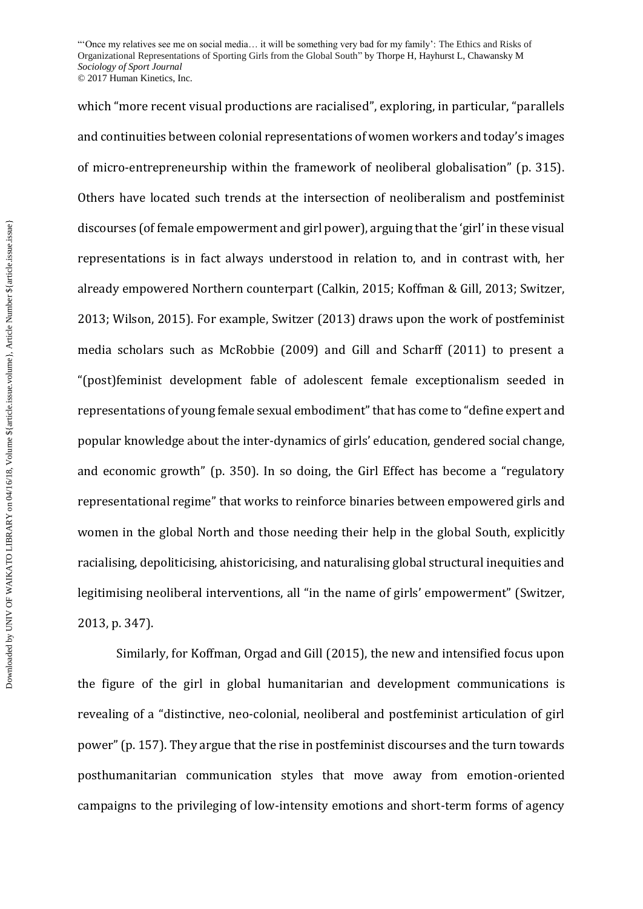which "more recent visual productions are racialised", exploring, in particular, "parallels and continuities between colonial representations of women workers and today's images of micro-entrepreneurship within the framework of neoliberal globalisation" (p. 315). Others have located such trends at the intersection of neoliberalism and postfeminist discourses (of female empowerment and girl power), arguing that the 'girl' in these visual representations is in fact always understood in relation to, and in contrast with, her already empowered Northern counterpart (Calkin, 2015; Koffman & Gill, 2013; Switzer, 2013; Wilson, 2015). For example, Switzer (2013) draws upon the work of postfeminist media scholars such as McRobbie (2009) and Gill and Scharff (2011) to present a "(post)feminist development fable of adolescent female exceptionalism seeded in representations of young female sexual embodiment" that has come to "define expert and popular knowledge about the inter-dynamics of girls' education, gendered social change, and economic growth" (p. 350). In so doing, the Girl Effect has become a "regulatory representational regime" that works to reinforce binaries between empowered girls and women in the global North and those needing their help in the global South, explicitly racialising, depoliticising, ahistoricising, and naturalising global structural inequities and legitimising neoliberal interventions, all "in the name of girls' empowerment" (Switzer, 2013, p. 347).

Similarly, for Koffman, Orgad and Gill (2015), the new and intensified focus upon the figure of the girl in global humanitarian and development communications is revealing of a "distinctive, neo-colonial, neoliberal and postfeminist articulation of girl power" (p. 157). They argue that the rise in postfeminist discourses and the turn towards posthumanitarian communication styles that move away from emotion-oriented campaigns to the privileging of low-intensity emotions and short-term forms of agency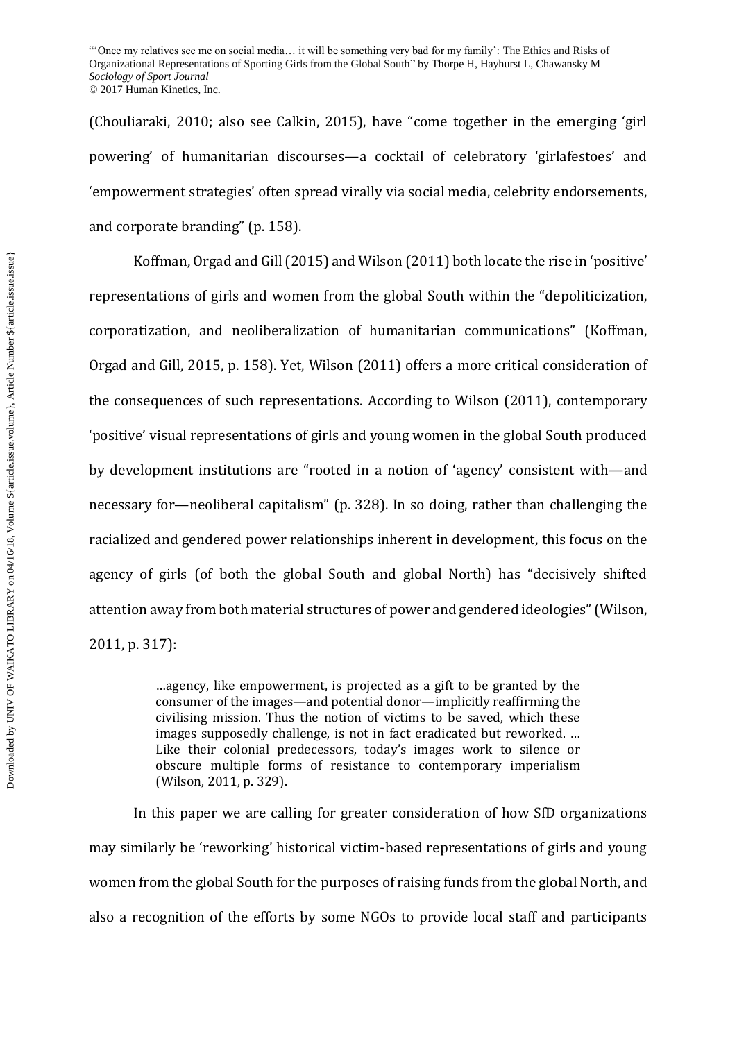(Chouliaraki, 2010; also see Calkin, 2015), have "come together in the emerging 'girl powering' of humanitarian discourses—a cocktail of celebratory 'girlafestoes' and 'empowerment strategies' often spread virally via social media, celebrity endorsements, and corporate branding" (p. 158).

Koffman, Orgad and Gill (2015) and Wilson (2011) both locate the rise in 'positive' representations of girls and women from the global South within the "depoliticization, corporatization, and neoliberalization of humanitarian communications" (Koffman, Orgad and Gill, 2015, p. 158). Yet, Wilson (2011) offers a more critical consideration of the consequences of such representations. According to Wilson (2011), contemporary 'positive' visual representations of girls and young women in the global South produced by development institutions are "rooted in a notion of 'agency' consistent with—and necessary for—neoliberal capitalism" (p. 328). In so doing, rather than challenging the racialized and gendered power relationships inherent in development, this focus on the agency of girls (of both the global South and global North) has "decisively shifted attention away from both material structures of power and gendered ideologies" (Wilson, 2011, p. 317):

> …agency, like empowerment, is projected as a gift to be granted by the consumer of the images—and potential donor—implicitly reaffirming the civilising mission. Thus the notion of victims to be saved, which these images supposedly challenge, is not in fact eradicated but reworked. … Like their colonial predecessors, today's images work to silence or obscure multiple forms of resistance to contemporary imperialism (Wilson, 2011, p. 329).

In this paper we are calling for greater consideration of how SfD organizations may similarly be 'reworking' historical victim-based representations of girls and young women from the global South for the purposes of raising funds from the global North, and also a recognition of the efforts by some NGOs to provide local staff and participants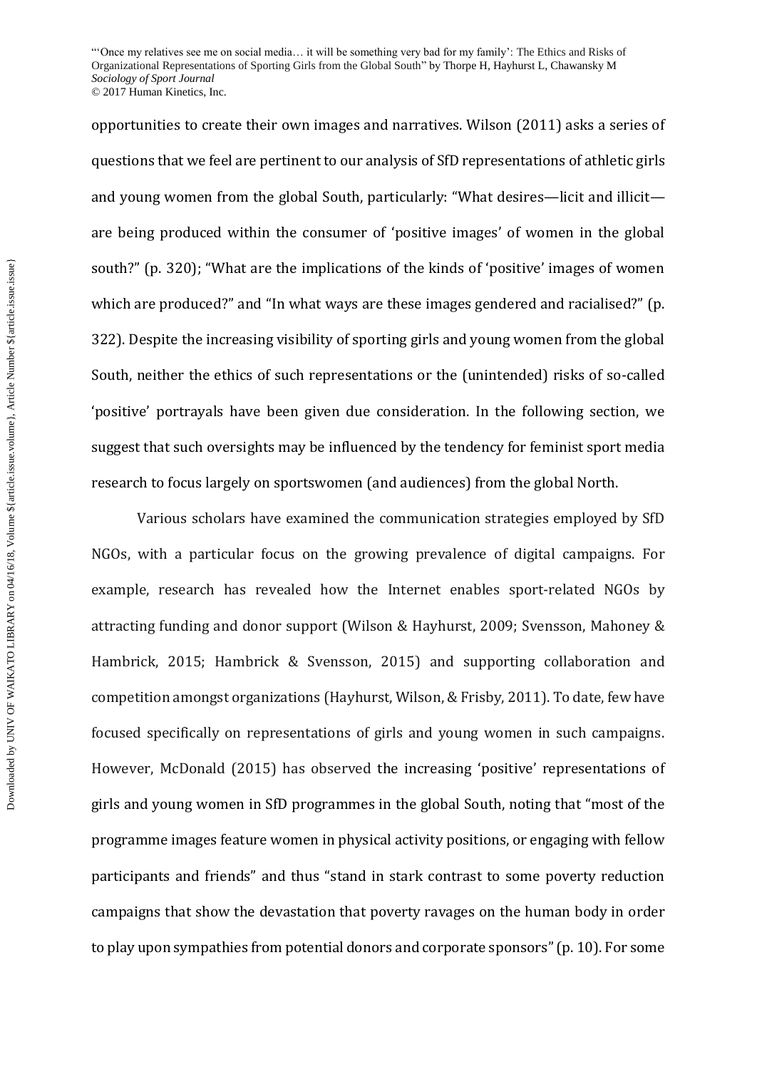opportunities to create their own images and narratives. Wilson (2011) asks a series of questions that we feel are pertinent to our analysis of SfD representations of athletic girls and young women from the global South, particularly: "What desires—licit and illicit—are being produced within the consumer of 'positive images' of women in the global south?" (p. 320); "What are the implications of the kinds of 'positive' images of women which are produced?" and "In what ways are these images gendered and racialised?" (p. 322). Despite the increasing visibility of sporting girls and young women from the global South, neither the ethics of such representations or the (unintended) risks of so-called 'positive' portrayals have been given due consideration. In the following section, we suggest that such oversights may be influenced by the tendency for feminist sport media research to focus largely on sportswomen (and audiences) from the global North.

Various scholars have examined the communication strategies employed by SfD NGOs, with a particular focus on the growing prevalence of digital campaigns. For example, research has revealed how the Internet enables sport-related NGOs by attracting funding and donor support (Wilson & Hayhurst, 2009; Svensson, Mahoney & Hambrick, 2015; Hambrick & Svensson, 2015) and supporting collaboration and competition amongst organizations (Hayhurst, Wilson, & Frisby, 2011). To date, few have focused specifically on representations of girls and young women in such campaigns. However, McDonald (2015) has observed the increasing 'positive' representations of girls and young women in SfD programmes in the global South, noting that "most of the programme images feature women in physical activity positions, or engaging with fellow participants and friends" and thus "stand in stark contrast to some poverty reduction campaigns that show the devastation that poverty ravages on the human body in order to play upon sympathies from potential donors and corporate sponsors" (p. 10). For some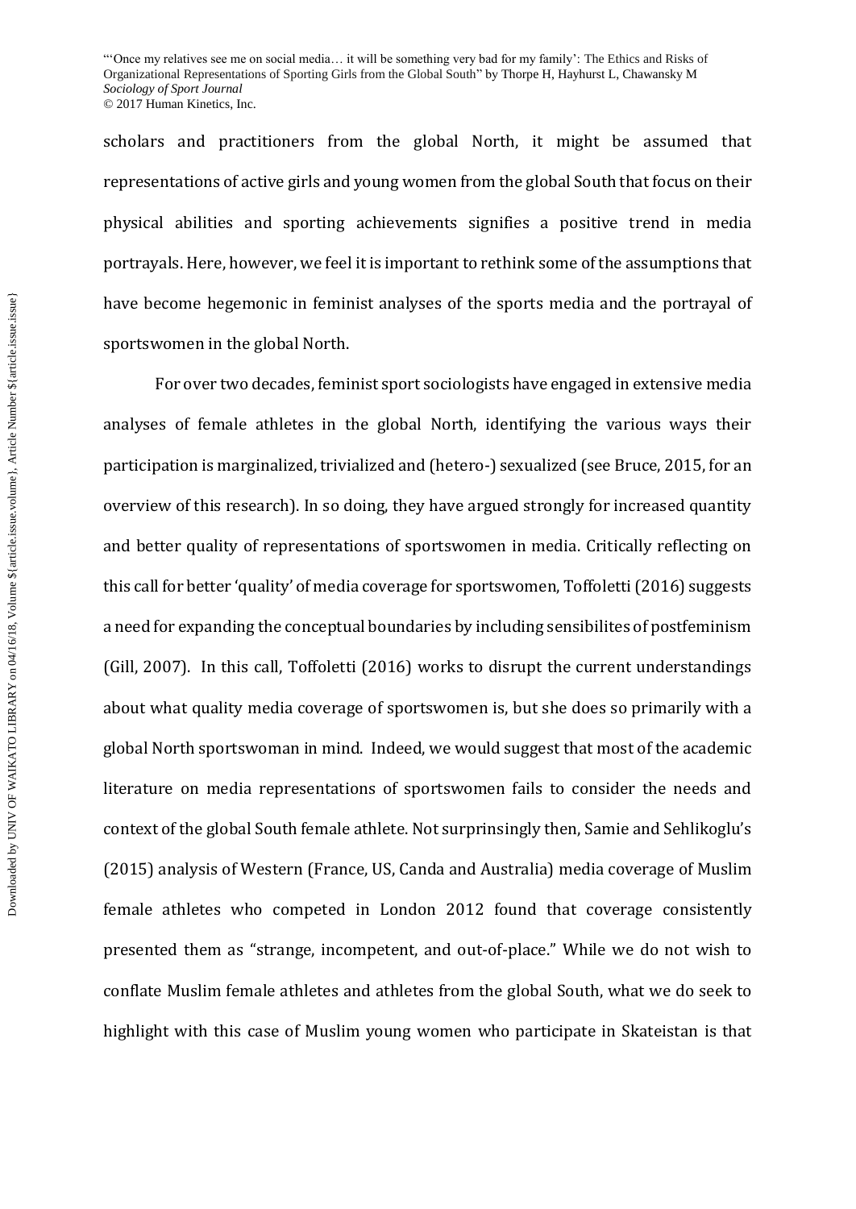scholars and practitioners from the global North, it might be assumed that representations of active girls and young women from the global South that focus on their physical abilities and sporting achievements signifies a positive trend in media portrayals. Here, however, we feel it is important to rethink some of the assumptions that have become hegemonic in feminist analyses of the sports media and the portrayal of sportswomen in the global North.

For over two decades, feminist sport sociologists have engaged in extensive media analyses of female athletes in the global North, identifying the various ways their participation is marginalized, trivialized and (hetero-) sexualized (see Bruce, 2015, for an overview of this research). In so doing, they have argued strongly for increased quantity and better quality of representations of sportswomen in media. Critically reflecting on this call for better 'quality' of media coverage for sportswomen, Toffoletti (2016) suggests a need for expanding the conceptual boundaries by including sensibilites of postfeminism (Gill, 2007). In this call, Toffoletti (2016) works to disrupt the current understandings about what quality media coverage of sportswomen is, but she does so primarily with a global North sportswoman in mind. Indeed, we would suggest that most of the academic literature on media representations of sportswomen fails to consider the needs and context of the global South female athlete. Not surprinsingly then, Samie and Sehlikoglu's (2015) analysis of Western (France, US, Canda and Australia) media coverage of Muslim female athletes who competed in London 2012 found that coverage consistently presented them as "strange, incompetent, and out-of-place." While we do not wish to conflate Muslim female athletes and athletes from the global South, what we do seek to highlight with this case of Muslim young women who participate in Skateistan is that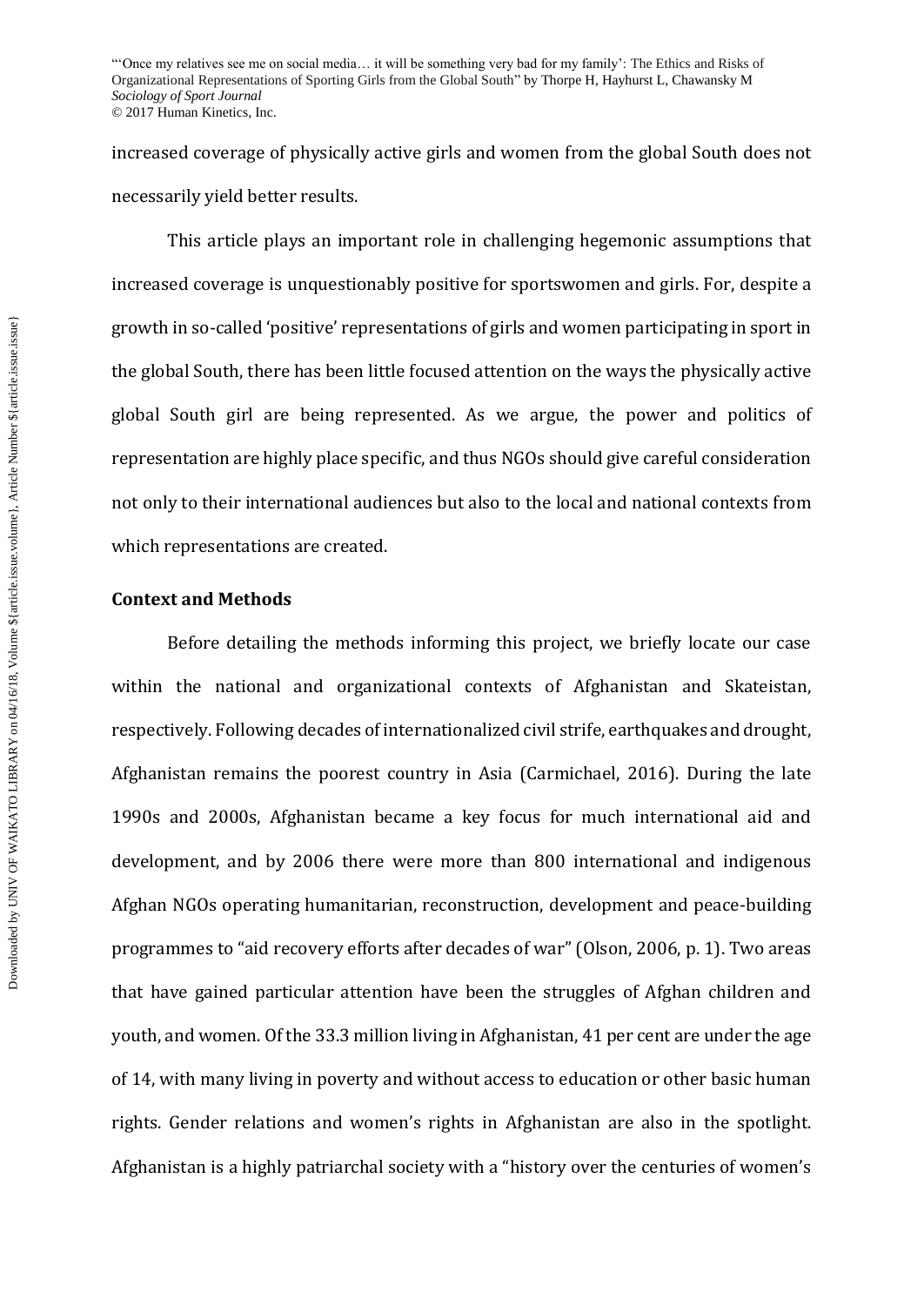increased coverage of physically active girls and women from the global South does not necessarily yield better results.

This article plays an important role in challenging hegemonic assumptions that increased coverage is unquestionably positive for sportswomen and girls. For, despite a growth in so-called 'positive' representations of girls and women participating in sport in the global South, there has been little focused attention on the ways the physically active global South girl are being represented. As we argue, the power and politics of representation are highly place specific, and thus NGOs should give careful consideration not only to their international audiences but also to the local and national contexts from which representations are created.

## Context and Methods

Before detailing the methods informing this project, we briefly locate our case within the national and organizational contexts of Afghanistan and Skateistan, respectively. Following decades of internationalized civil strife, earthquakes and drought, Afghanistan remains the poorest country in Asia (Carmichael, 2016). During the late 1990s and 2000s, Afghanistan became a key focus for much international aid and development, and by 2006 there were more than 800 international and indigenous Afghan NGOs operating humanitarian, reconstruction, development and peace-building programmes to "aid recovery efforts after decades of war" (Olson, 2006, p. 1). Two areas that have gained particular attention have been the struggles of Afghan children and youth, and women. Of the 33.3 million living in Afghanistan, 41 per cent are under the age of 14, with many living in poverty and without access to education or other basic human rights. Gender relations and women's rights in Afghanistan are also in the spotlight. Afghanistan is a highly patriarchal society with a "history over the centuries of women's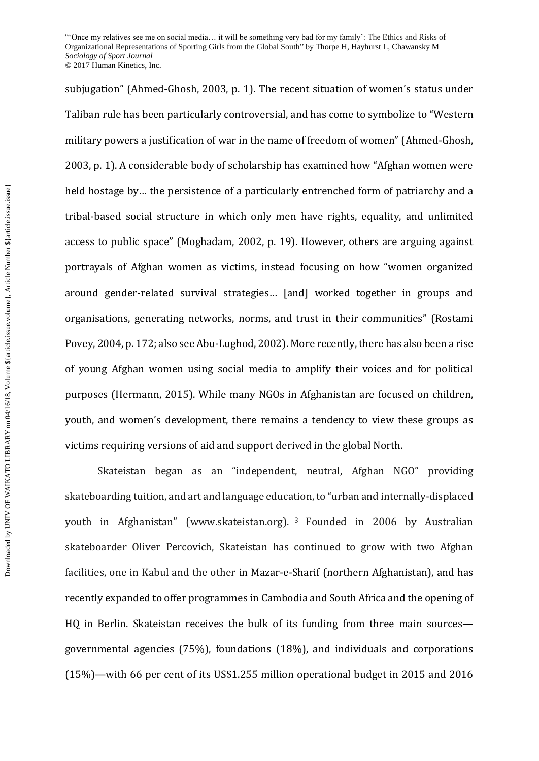subjugation" (Ahmed-Ghosh, 2003, p. 1). The recent situation of women's status under Taliban rule has been particularly controversial, and has come to symbolize to "Western military powers a justification of war in the name of freedom of women" (Ahmed-Ghosh, 2003, p. 1). A considerable body of scholarship has examined how "Afghan women were held hostage by… the persistence of a particularly entrenched form of patriarchy and a tribal-based social structure in which only men have rights, equality, and unlimited access to public space" (Moghadam, 2002, p. 19). However, others are arguing against portrayals of Afghan women as victims, instead focusing on how "women organized around gender-related survival strategies… [and] worked together in groups and organisations, generating networks, norms, and trust in their communities" (Rostami Povey, 2004, p. 172; also see Abu-Lughod, 2002). More recently, there has also been a rise of young Afghan women using social media to amplify their voices and for political purposes (Hermann, 2015). While many NGOs in Afghanistan are focused on children, youth, and women's development, there remains a tendency to view these groups as victims requiring versions of aid and support derived in the global North.

Skateistan began as an "independent, neutral, Afghan NGO" providing skateboarding tuition, and art and language education, to "urban and internally-displaced youth in Afghanistan" (www.skateistan.org).[3] Founded in 2006 by Australian skateboarder Oliver Percovich, Skateistan has continued to grow with two Afghan facilities, one in Kabul and the other in Mazar-e-Sharif (northern Afghanistan), and has recently expanded to offer programmes in Cambodia and South Africa and the opening of HQ in Berlin. Skateistan receives the bulk of its funding from three main sources—governmental agencies (75%), foundations (18%), and individuals and corporations (15%)—with 66 per cent of its US$1.255 million operational budget in 2015 and 2016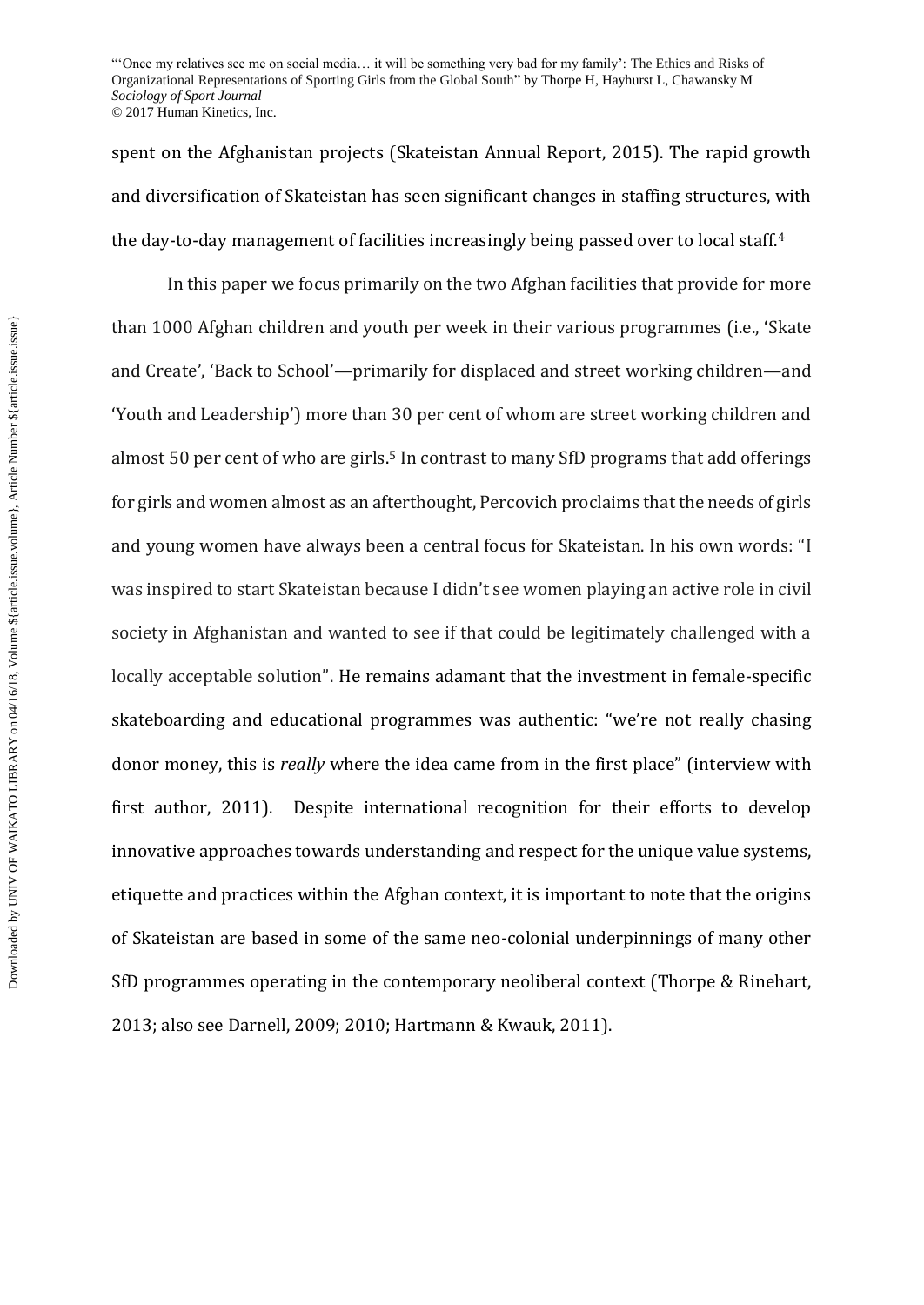spent on the Afghanistan projects (Skateistan Annual Report, 2015). The rapid growth and diversification of Skateistan has seen significant changes in staffing structures, with the day-to-day management of facilities increasingly being passed over to local staff.[4]

In this paper we focus primarily on the two Afghan facilities that provide for more than 1000 Afghan children and youth per week in their various programmes (i.e., 'Skate and Create', 'Back to School'—primarily for displaced and street working children—and 'Youth and Leadership') more than 30 per cent of whom are street working children and almost 50 per cent of who are girls.[5] In contrast to many SfD programs that add offerings for girls and women almost as an afterthought, Percovich proclaims that the needs of girls and young women have always been a central focus for Skateistan. In his own words: "I was inspired to start Skateistan because I didn't see women playing an active role in civil society in Afghanistan and wanted to see if that could be legitimately challenged with a locally acceptable solution". He remains adamant that the investment in female-specific skateboarding and educational programmes was authentic: "we're not really chasing donor money, this is *really* where the idea came from in the first place" (interview with first author, 2011). Despite international recognition for their efforts to develop innovative approaches towards understanding and respect for the unique value systems, etiquette and practices within the Afghan context, it is important to note that the origins of Skateistan are based in some of the same neo-colonial underpinnings of many other SfD programmes operating in the contemporary neoliberal context (Thorpe & Rinehart, 2013; also see Darnell, 2009; 2010; Hartmann & Kwauk, 2011).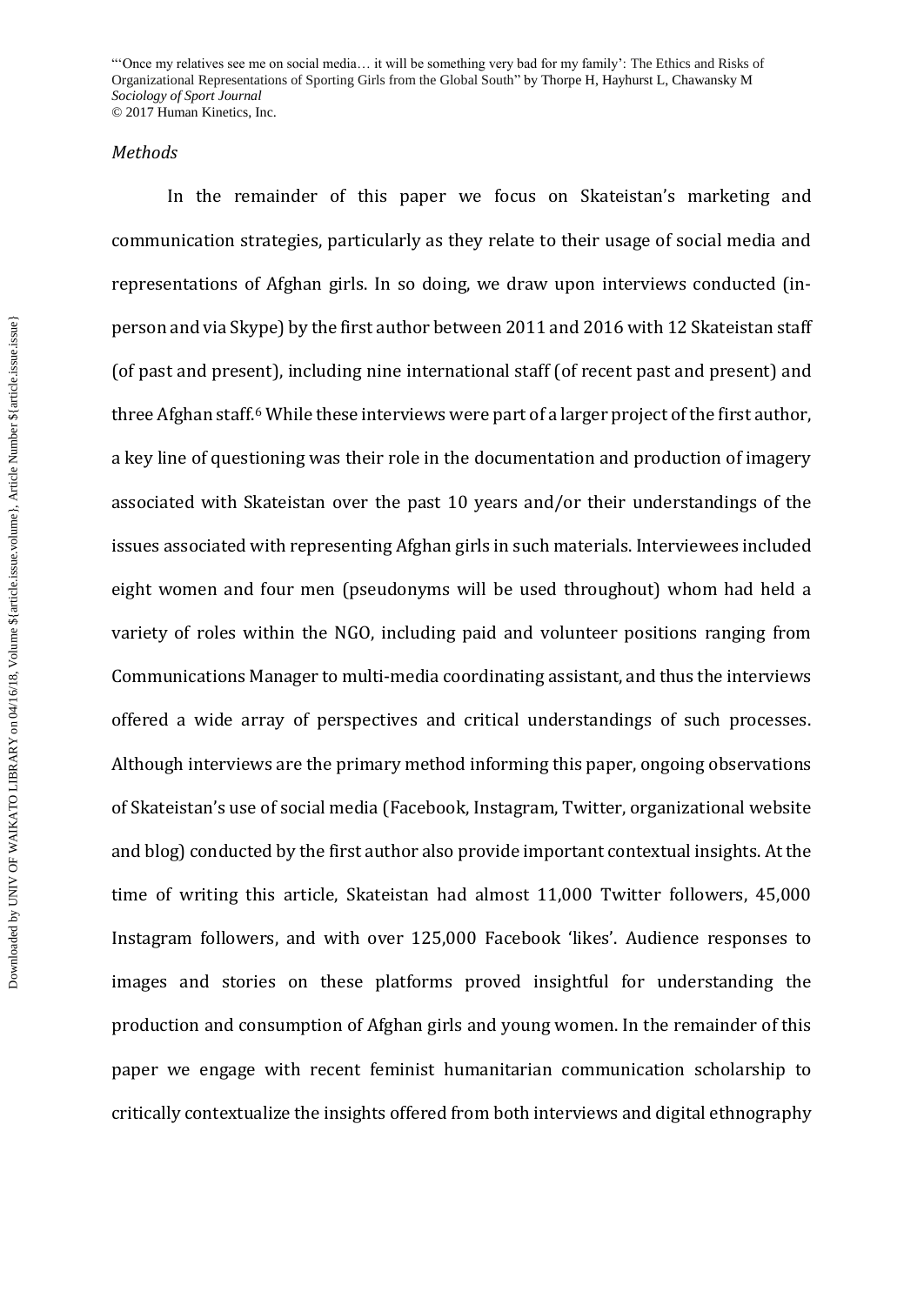*Methods*

In the remainder of this paper we focus on Skateistan's marketing and communication strategies, particularly as they relate to their usage of social media and representations of Afghan girls. In so doing, we draw upon interviews conducted (in-person and via Skype) by the first author between 2011 and 2016 with 12 Skateistan staff (of past and present), including nine international staff (of recent past and present) and three Afghan staff.[6] While these interviews were part of a larger project of the first author, a key line of questioning was their role in the documentation and production of imagery associated with Skateistan over the past 10 years and/or their understandings of the issues associated with representing Afghan girls in such materials. Interviewees included eight women and four men (pseudonyms will be used throughout) whom had held a variety of roles within the NGO, including paid and volunteer positions ranging from Communications Manager to multi-media coordinating assistant, and thus the interviews offered a wide array of perspectives and critical understandings of such processes. Although interviews are the primary method informing this paper, ongoing observations of Skateistan's use of social media (Facebook, Instagram, Twitter, organizational website and blog) conducted by the first author also provide important contextual insights. At the time of writing this article, Skateistan had almost 11,000 Twitter followers, 45,000 Instagram followers, and with over 125,000 Facebook 'likes'. Audience responses to images and stories on these platforms proved insightful for understanding the production and consumption of Afghan girls and young women. In the remainder of this paper we engage with recent feminist humanitarian communication scholarship to critically contextualize the insights offered from both interviews and digital ethnography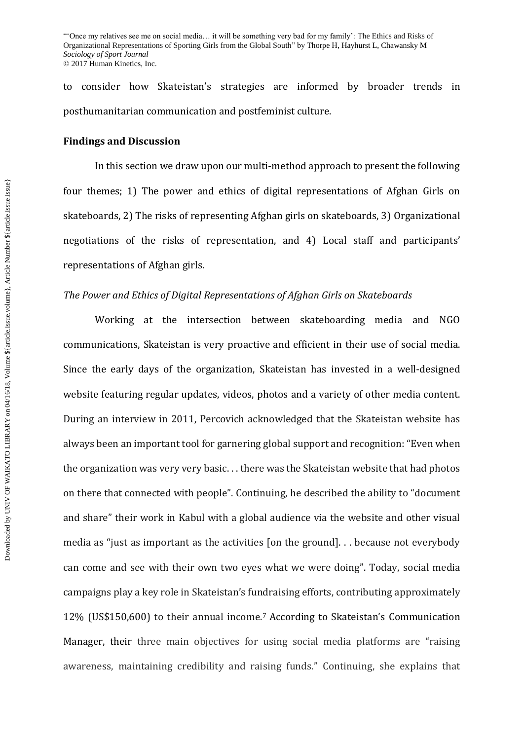to consider how Skateistan's strategies are informed by broader trends in posthumanitarian communication and postfeminist culture.

**Findings and Discussion**

In this section we draw upon our multi-method approach to present the following four themes; 1) The power and ethics of digital representations of Afghan Girls on skateboards, 2) The risks of representing Afghan girls on skateboards, 3) Organizational negotiations of the risks of representation, and 4) Local staff and participants' representations of Afghan girls.

*The Power and Ethics of Digital Representations of Afghan Girls on Skateboards*

Working at the intersection between skateboarding media and NGO communications, Skateistan is very proactive and efficient in their use of social media. Since the early days of the organization, Skateistan has invested in a well-designed website featuring regular updates, videos, photos and a variety of other media content. During an interview in 2011, Percovich acknowledged that the Skateistan website has always been an important tool for garnering global support and recognition: "Even when the organization was very very basic. . . there was the Skateistan website that had photos on there that connected with people". Continuing, he described the ability to "document and share" their work in Kabul with a global audience via the website and other visual media as "just as important as the activities [on the ground]. . . because not everybody can come and see with their own two eyes what we were doing". Today, social media campaigns play a key role in Skateistan's fundraising efforts, contributing approximately 12% (US$150,600) to their annual income.[7] According to Skateistan's Communication Manager, their three main objectives for using social media platforms are "raising awareness, maintaining credibility and raising funds." Continuing, she explains that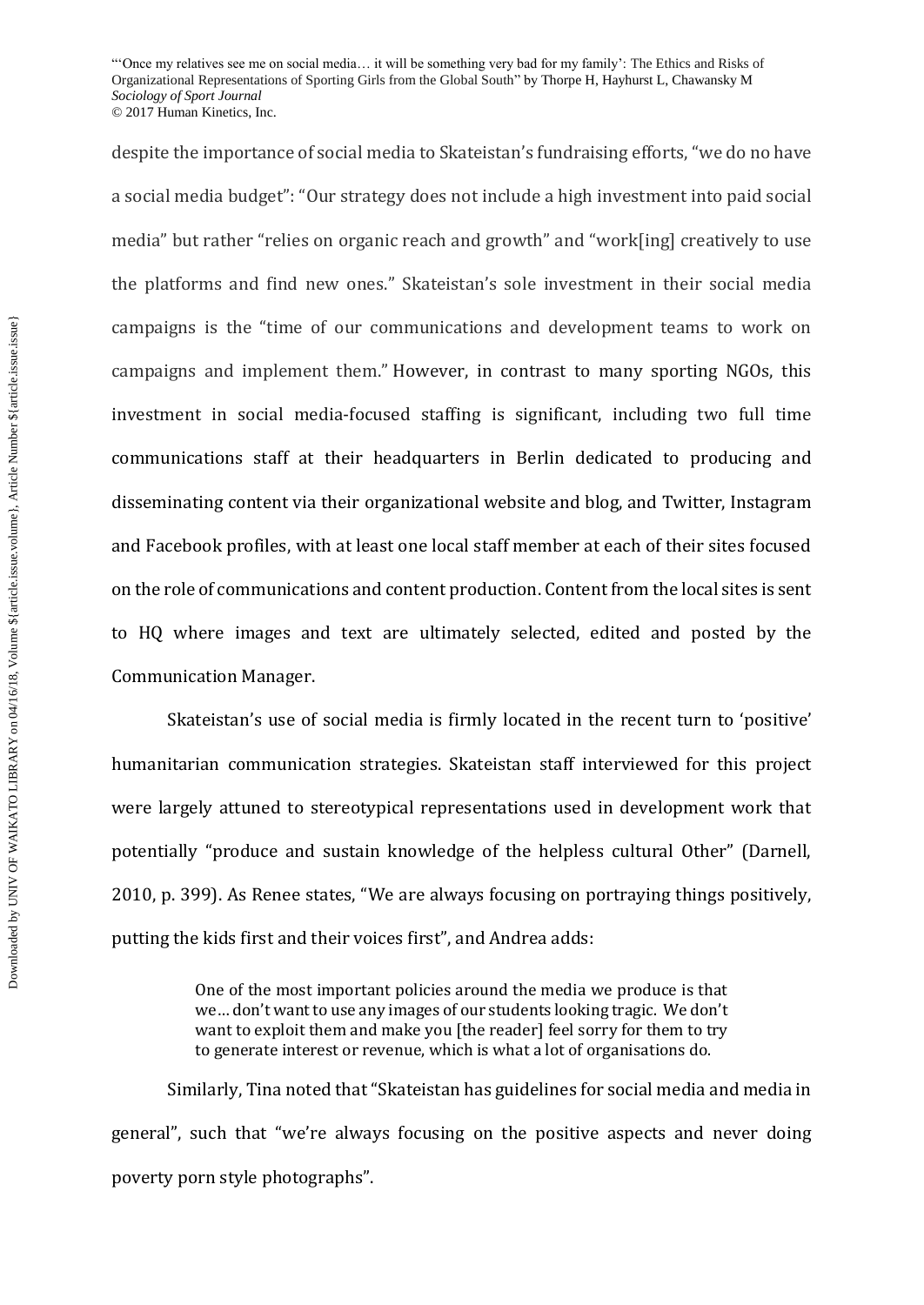despite the importance of social media to Skateistan's fundraising efforts, "we do no have a social media budget": "Our strategy does not include a high investment into paid social media" but rather "relies on organic reach and growth" and "work[ing] creatively to use the platforms and find new ones." Skateistan's sole investment in their social media campaigns is the "time of our communications and development teams to work on campaigns and implement them." However, in contrast to many sporting NGOs, this investment in social media-focused staffing is significant, including two full time communications staff at their headquarters in Berlin dedicated to producing and disseminating content via their organizational website and blog, and Twitter, Instagram and Facebook profiles, with at least one local staff member at each of their sites focused on the role of communications and content production. Content from the local sites is sent to HQ where images and text are ultimately selected, edited and posted by the Communication Manager.

Skateistan's use of social media is firmly located in the recent turn to 'positive' humanitarian communication strategies. Skateistan staff interviewed for this project were largely attuned to stereotypical representations used in development work that potentially "produce and sustain knowledge of the helpless cultural Other" (Darnell, 2010, p. 399). As Renee states, "We are always focusing on portraying things positively, putting the kids first and their voices first", and Andrea adds:

> One of the most important policies around the media we produce is that we… don't want to use any images of our students looking tragic. We don't want to exploit them and make you [the reader] feel sorry for them to try to generate interest or revenue, which is what a lot of organisations do.

Similarly, Tina noted that "Skateistan has guidelines for social media and media in general", such that "we're always focusing on the positive aspects and never doing poverty porn style photographs".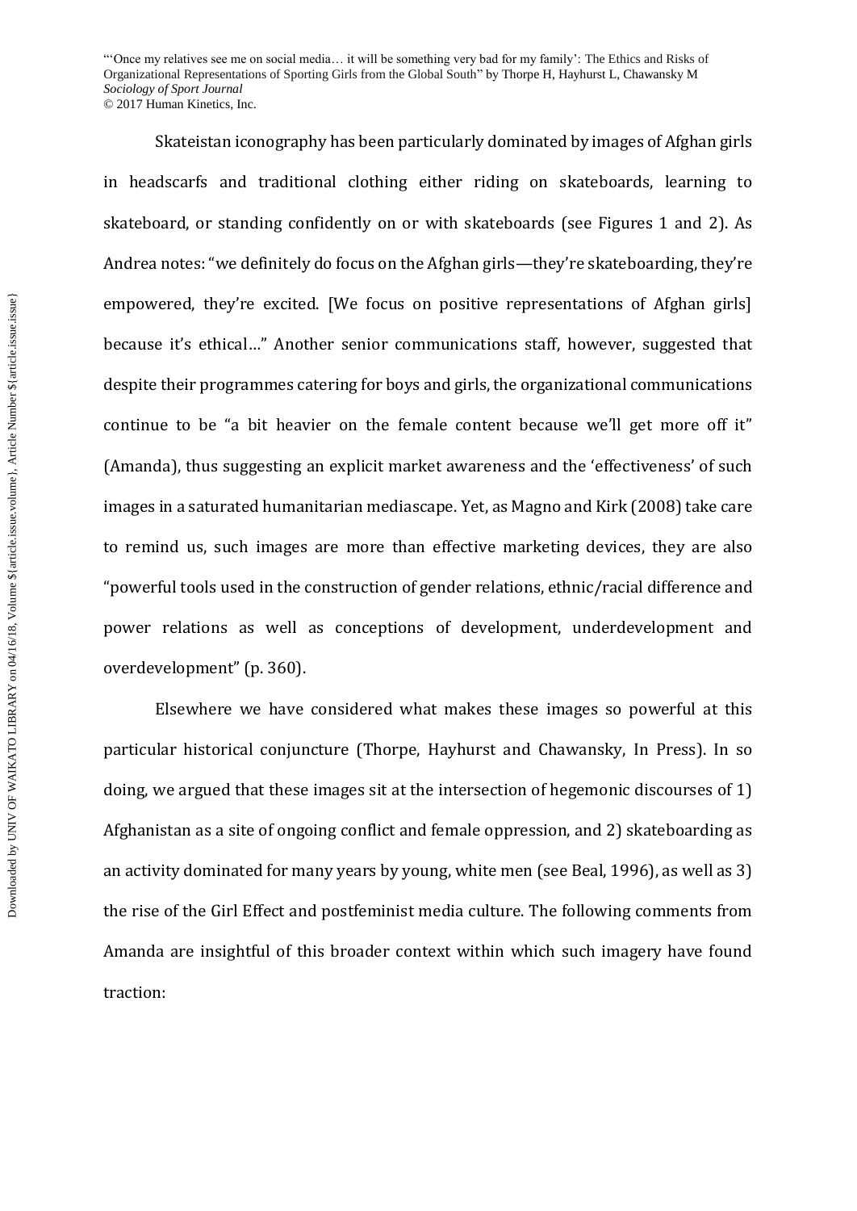Skateistan iconography has been particularly dominated by images of Afghan girls in headscarfs and traditional clothing either riding on skateboards, learning to skateboard, or standing confidently on or with skateboards (see Figures 1 and 2). As Andrea notes: "we definitely do focus on the Afghan girls—they're skateboarding, they're empowered, they're excited. [We focus on positive representations of Afghan girls] because it's ethical…" Another senior communications staff, however, suggested that despite their programmes catering for boys and girls, the organizational communications continue to be "a bit heavier on the female content because we'll get more off it" (Amanda), thus suggesting an explicit market awareness and the 'effectiveness' of such images in a saturated humanitarian mediascape. Yet, as Magno and Kirk (2008) take care to remind us, such images are more than effective marketing devices, they are also "powerful tools used in the construction of gender relations, ethnic/racial difference and power relations as well as conceptions of development, underdevelopment and overdevelopment" (p. 360).

Elsewhere we have considered what makes these images so powerful at this particular historical conjuncture (Thorpe, Hayhurst and Chawansky, In Press). In so doing, we argued that these images sit at the intersection of hegemonic discourses of 1) Afghanistan as a site of ongoing conflict and female oppression, and 2) skateboarding as an activity dominated for many years by young, white men (see Beal, 1996), as well as 3) the rise of the Girl Effect and postfeminist media culture. The following comments from Amanda are insightful of this broader context within which such imagery have found traction: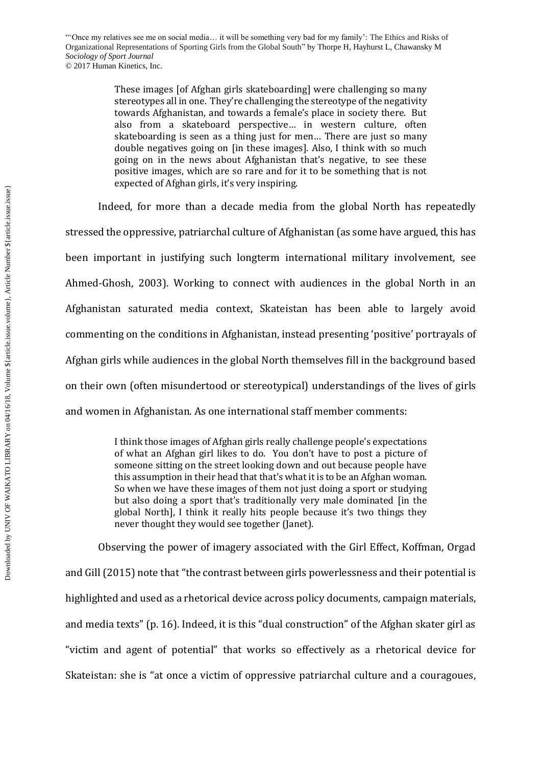> These images [of Afghan girls skateboarding] were challenging so many stereotypes all in one. They're challenging the stereotype of the negativity towards Afghanistan, and towards a female's place in society there. But also from a skateboard perspective… in western culture, often skateboarding is seen as a thing just for men… There are just so many double negatives going on [in these images]. Also, I think with so much going on in the news about Afghanistan that's negative, to see these positive images, which are so rare and for it to be something that is not expected of Afghan girls, it's very inspiring.

Indeed, for more than a decade media from the global North has repeatedly stressed the oppressive, patriarchal culture of Afghanistan (as some have argued, this has been important in justifying such longterm international military involvement, see Ahmed-Ghosh, 2003). Working to connect with audiences in the global North in an Afghanistan saturated media context, Skateistan has been able to largely avoid commenting on the conditions in Afghanistan, instead presenting 'positive' portrayals of Afghan girls while audiences in the global North themselves fill in the background based on their own (often misundertood or stereotypical) understandings of the lives of girls and women in Afghanistan. As one international staff member comments:

> I think those images of Afghan girls really challenge people's expectations of what an Afghan girl likes to do. You don't have to post a picture of someone sitting on the street looking down and out because people have this assumption in their head that that's what it is to be an Afghan woman. So when we have these images of them not just doing a sport or studying but also doing a sport that's traditionally very male dominated [in the global North], I think it really hits people because it's two things they never thought they would see together (Janet).

Observing the power of imagery associated with the Girl Effect, Koffman, Orgad and Gill (2015) note that "the contrast between girls powerlessness and their potential is highlighted and used as a rhetorical device across policy documents, campaign materials, and media texts" (p. 16). Indeed, it is this "dual construction" of the Afghan skater girl as "victim and agent of potential" that works so effectively as a rhetorical device for Skateistan: she is "at once a victim of oppressive patriarchal culture and a couragoues,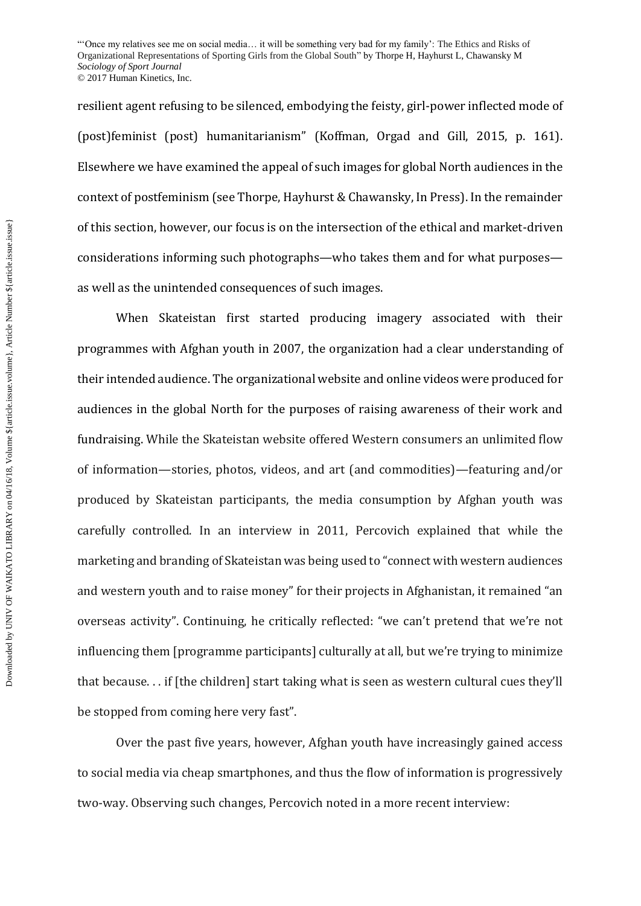resilient agent refusing to be silenced, embodying the feisty, girl-power inflected mode of (post)feminist (post) humanitarianism" (Koffman, Orgad and Gill, 2015, p. 161). Elsewhere we have examined the appeal of such images for global North audiences in the context of postfeminism (see Thorpe, Hayhurst & Chawansky, In Press). In the remainder of this section, however, our focus is on the intersection of the ethical and market-driven considerations informing such photographs—who takes them and for what purposes—as well as the unintended consequences of such images.

When Skateistan first started producing imagery associated with their programmes with Afghan youth in 2007, the organization had a clear understanding of their intended audience. The organizational website and online videos were produced for audiences in the global North for the purposes of raising awareness of their work and fundraising. While the Skateistan website offered Western consumers an unlimited flow of information—stories, photos, videos, and art (and commodities)—featuring and/or produced by Skateistan participants, the media consumption by Afghan youth was carefully controlled. In an interview in 2011, Percovich explained that while the marketing and branding of Skateistan was being used to "connect with western audiences and western youth and to raise money" for their projects in Afghanistan, it remained "an overseas activity". Continuing, he critically reflected: "we can't pretend that we're not influencing them [programme participants] culturally at all, but we're trying to minimize that because. . . if [the children] start taking what is seen as western cultural cues they'll be stopped from coming here very fast".

Over the past five years, however, Afghan youth have increasingly gained access to social media via cheap smartphones, and thus the flow of information is progressively two-way. Observing such changes, Percovich noted in a more recent interview: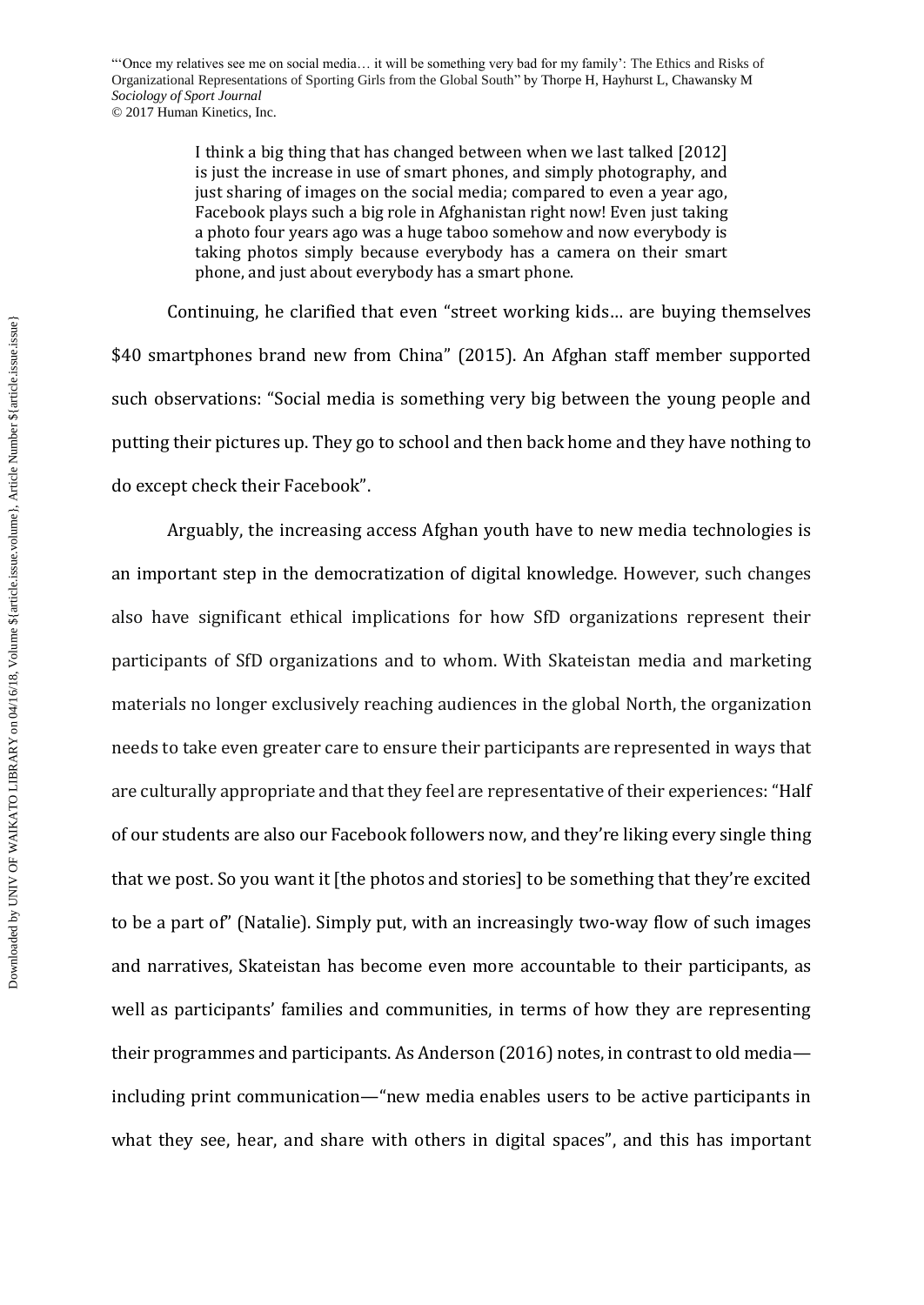> I think a big thing that has changed between when we last talked [2012] is just the increase in use of smart phones, and simply photography, and just sharing of images on the social media; compared to even a year ago, Facebook plays such a big role in Afghanistan right now! Even just taking a photo four years ago was a huge taboo somehow and now everybody is taking photos simply because everybody has a camera on their smart phone, and just about everybody has a smart phone.

Continuing, he clarified that even "street working kids… are buying themselves $40 smartphones brand new from China" (2015). An Afghan staff member supported such observations: "Social media is something very big between the young people and putting their pictures up. They go to school and then back home and they have nothing to do except check their Facebook".

Arguably, the increasing access Afghan youth have to new media technologies is an important step in the democratization of digital knowledge. However, such changes also have significant ethical implications for how SfD organizations represent their participants of SfD organizations and to whom. With Skateistan media and marketing materials no longer exclusively reaching audiences in the global North, the organization needs to take even greater care to ensure their participants are represented in ways that are culturally appropriate and that they feel are representative of their experiences: "Half of our students are also our Facebook followers now, and they're liking every single thing that we post. So you want it [the photos and stories] to be something that they're excited to be a part of" (Natalie). Simply put, with an increasingly two-way flow of such images and narratives, Skateistan has become even more accountable to their participants, as well as participants' families and communities, in terms of how they are representing their programmes and participants. As Anderson (2016) notes, in contrast to old media—including print communication—"new media enables users to be active participants in what they see, hear, and share with others in digital spaces", and this has important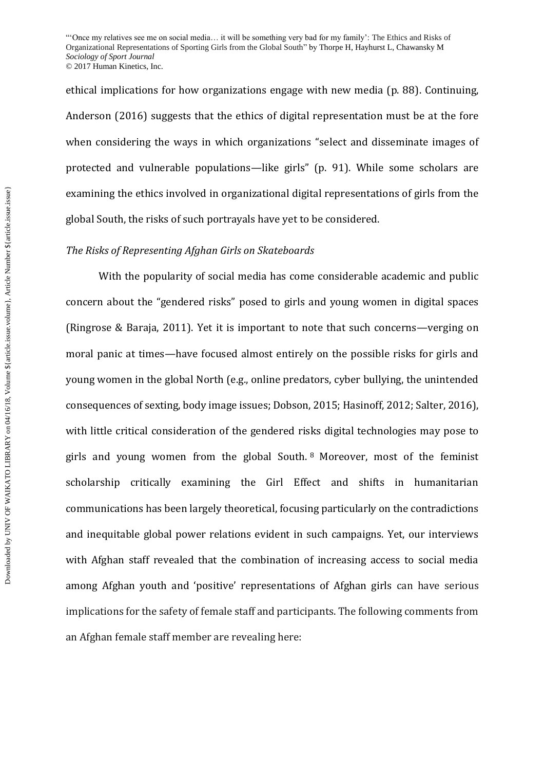ethical implications for how organizations engage with new media (p. 88). Continuing, Anderson (2016) suggests that the ethics of digital representation must be at the fore when considering the ways in which organizations "select and disseminate images of protected and vulnerable populations—like girls" (p. 91). While some scholars are examining the ethics involved in organizational digital representations of girls from the global South, the risks of such portrayals have yet to be considered.

*The Risks of Representing Afghan Girls on Skateboards*

With the popularity of social media has come considerable academic and public concern about the "gendered risks" posed to girls and young women in digital spaces (Ringrose & Baraja, 2011). Yet it is important to note that such concerns—verging on moral panic at times—have focused almost entirely on the possible risks for girls and young women in the global North (e.g., online predators, cyber bullying, the unintended consequences of sexting, body image issues; Dobson, 2015; Hasinoff, 2012; Salter, 2016), with little critical consideration of the gendered risks digital technologies may pose to girls and young women from the global South.[8] Moreover, most of the feminist scholarship critically examining the Girl Effect and shifts in humanitarian communications has been largely theoretical, focusing particularly on the contradictions and inequitable global power relations evident in such campaigns. Yet, our interviews with Afghan staff revealed that the combination of increasing access to social media among Afghan youth and 'positive' representations of Afghan girls can have serious implications for the safety of female staff and participants. The following comments from an Afghan female staff member are revealing here: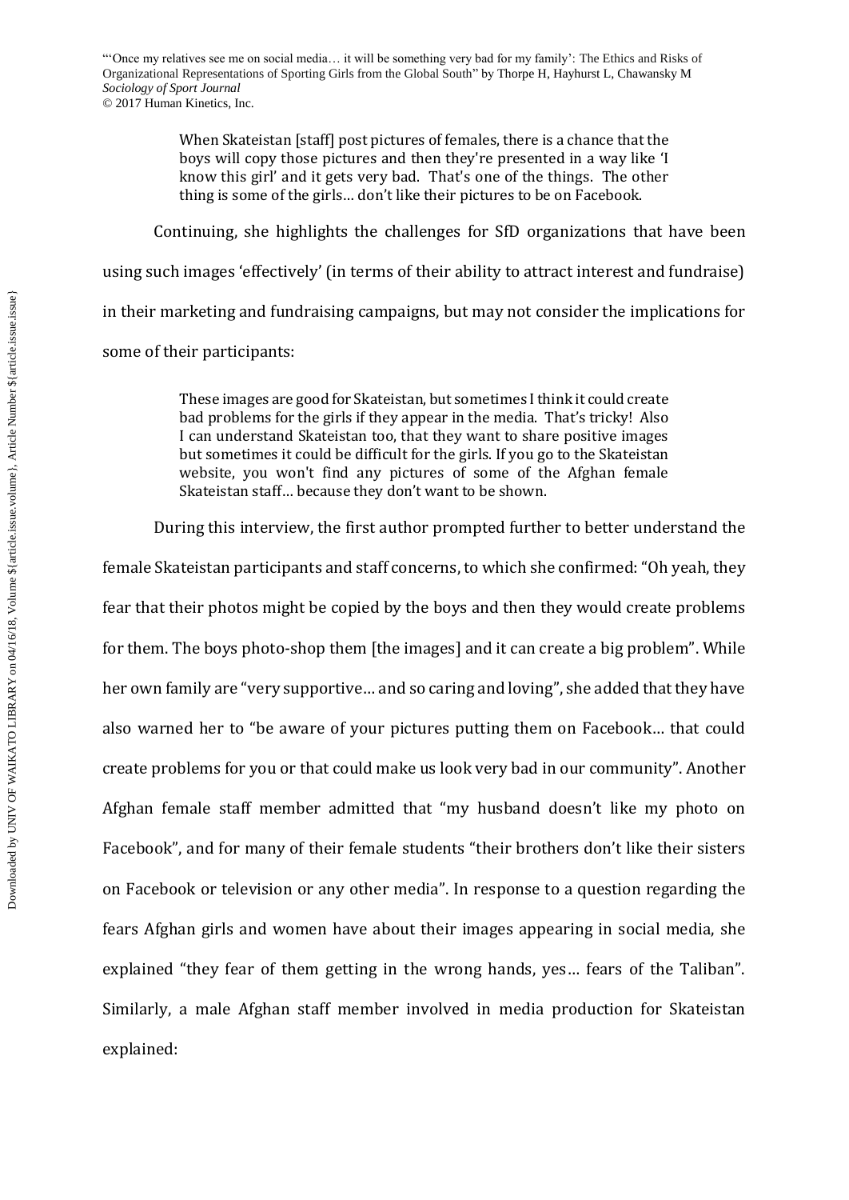> When Skateistan [staff] post pictures of females, there is a chance that the boys will copy those pictures and then they're presented in a way like 'I know this girl' and it gets very bad. That's one of the things. The other thing is some of the girls… don't like their pictures to be on Facebook.

Continuing, she highlights the challenges for SfD organizations that have been using such images 'effectively' (in terms of their ability to attract interest and fundraise) in their marketing and fundraising campaigns, but may not consider the implications for some of their participants:

> These images are good for Skateistan, but sometimes I think it could create bad problems for the girls if they appear in the media. That's tricky! Also I can understand Skateistan too, that they want to share positive images but sometimes it could be difficult for the girls. If you go to the Skateistan website, you won't find any pictures of some of the Afghan female Skateistan staff… because they don't want to be shown.

During this interview, the first author prompted further to better understand the female Skateistan participants and staff concerns, to which she confirmed: "Oh yeah, they fear that their photos might be copied by the boys and then they would create problems for them. The boys photo-shop them [the images] and it can create a big problem". While her own family are "very supportive… and so caring and loving", she added that they have also warned her to "be aware of your pictures putting them on Facebook… that could create problems for you or that could make us look very bad in our community". Another Afghan female staff member admitted that "my husband doesn't like my photo on Facebook", and for many of their female students "their brothers don't like their sisters on Facebook or television or any other media". In response to a question regarding the fears Afghan girls and women have about their images appearing in social media, she explained "they fear of them getting in the wrong hands, yes… fears of the Taliban". Similarly, a male Afghan staff member involved in media production for Skateistan explained: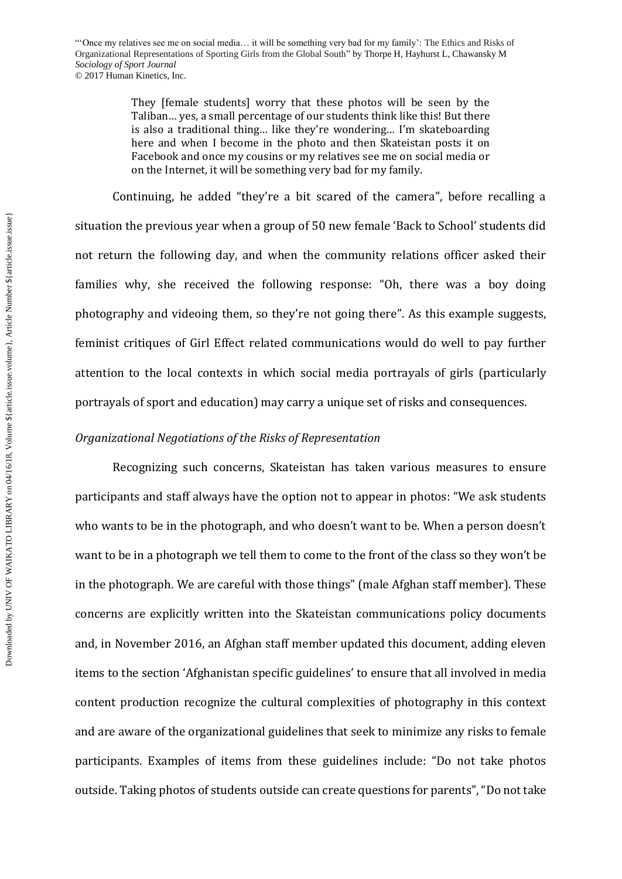> They [female students] worry that these photos will be seen by the Taliban… yes, a small percentage of our students think like this! But there is also a traditional thing… like they're wondering… I'm skateboarding here and when I become in the photo and then Skateistan posts it on Facebook and once my cousins or my relatives see me on social media or on the Internet, it will be something very bad for my family.

Continuing, he added "they're a bit scared of the camera", before recalling a situation the previous year when a group of 50 new female 'Back to School' students did not return the following day, and when the community relations officer asked their families why, she received the following response: "Oh, there was a boy doing photography and videoing them, so they're not going there". As this example suggests, feminist critiques of Girl Effect related communications would do well to pay further attention to the local contexts in which social media portrayals of girls (particularly portrayals of sport and education) may carry a unique set of risks and consequences.

*Organizational Negotiations of the Risks of Representation*

Recognizing such concerns, Skateistan has taken various measures to ensure participants and staff always have the option not to appear in photos: "We ask students who wants to be in the photograph, and who doesn't want to be. When a person doesn't want to be in a photograph we tell them to come to the front of the class so they won't be in the photograph. We are careful with those things" (male Afghan staff member). These concerns are explicitly written into the Skateistan communications policy documents and, in November 2016, an Afghan staff member updated this document, adding eleven items to the section 'Afghanistan specific guidelines' to ensure that all involved in media content production recognize the cultural complexities of photography in this context and are aware of the organizational guidelines that seek to minimize any risks to female participants. Examples of items from these guidelines include: "Do not take photos outside. Taking photos of students outside can create questions for parents", "Do not take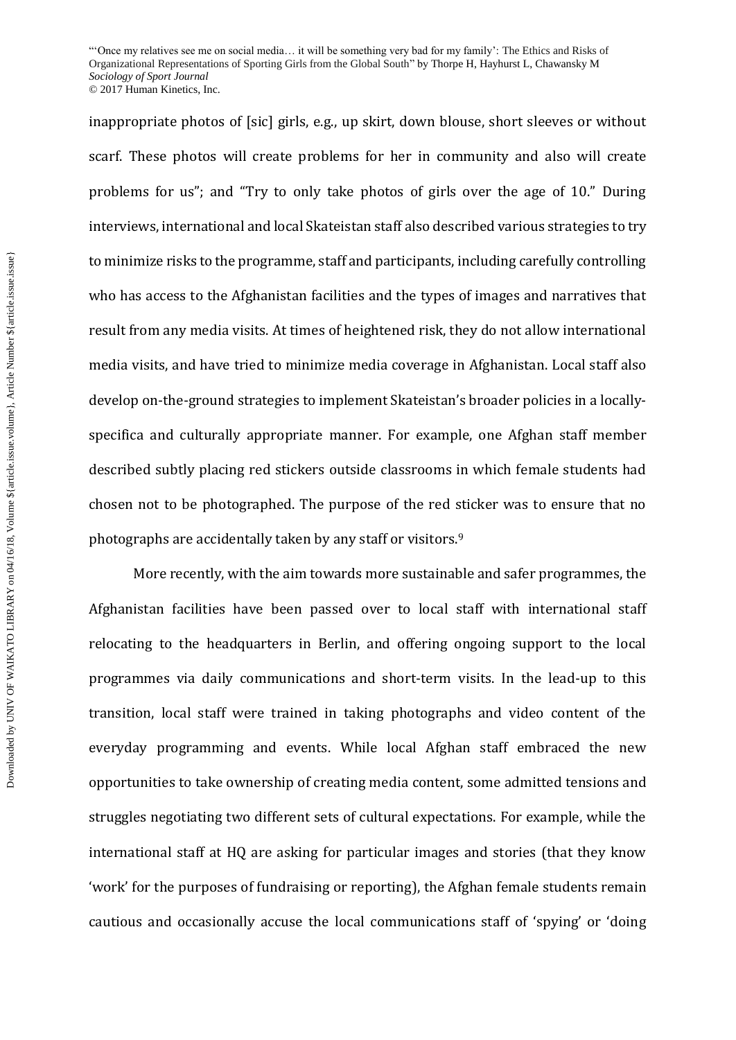inappropriate photos of [sic] girls, e.g., up skirt, down blouse, short sleeves or without scarf. These photos will create problems for her in community and also will create problems for us"; and "Try to only take photos of girls over the age of 10." During interviews, international and local Skateistan staff also described various strategies to try to minimize risks to the programme, staff and participants, including carefully controlling who has access to the Afghanistan facilities and the types of images and narratives that result from any media visits. At times of heightened risk, they do not allow international media visits, and have tried to minimize media coverage in Afghanistan. Local staff also develop on-the-ground strategies to implement Skateistan's broader policies in a locally-specifica and culturally appropriate manner. For example, one Afghan staff member described subtly placing red stickers outside classrooms in which female students had chosen not to be photographed. The purpose of the red sticker was to ensure that no photographs are accidentally taken by any staff or visitors.[9]

More recently, with the aim towards more sustainable and safer programmes, the Afghanistan facilities have been passed over to local staff with international staff relocating to the headquarters in Berlin, and offering ongoing support to the local programmes via daily communications and short-term visits. In the lead-up to this transition, local staff were trained in taking photographs and video content of the everyday programming and events. While local Afghan staff embraced the new opportunities to take ownership of creating media content, some admitted tensions and struggles negotiating two different sets of cultural expectations. For example, while the international staff at HQ are asking for particular images and stories (that they know 'work' for the purposes of fundraising or reporting), the Afghan female students remain cautious and occasionally accuse the local communications staff of 'spying' or 'doing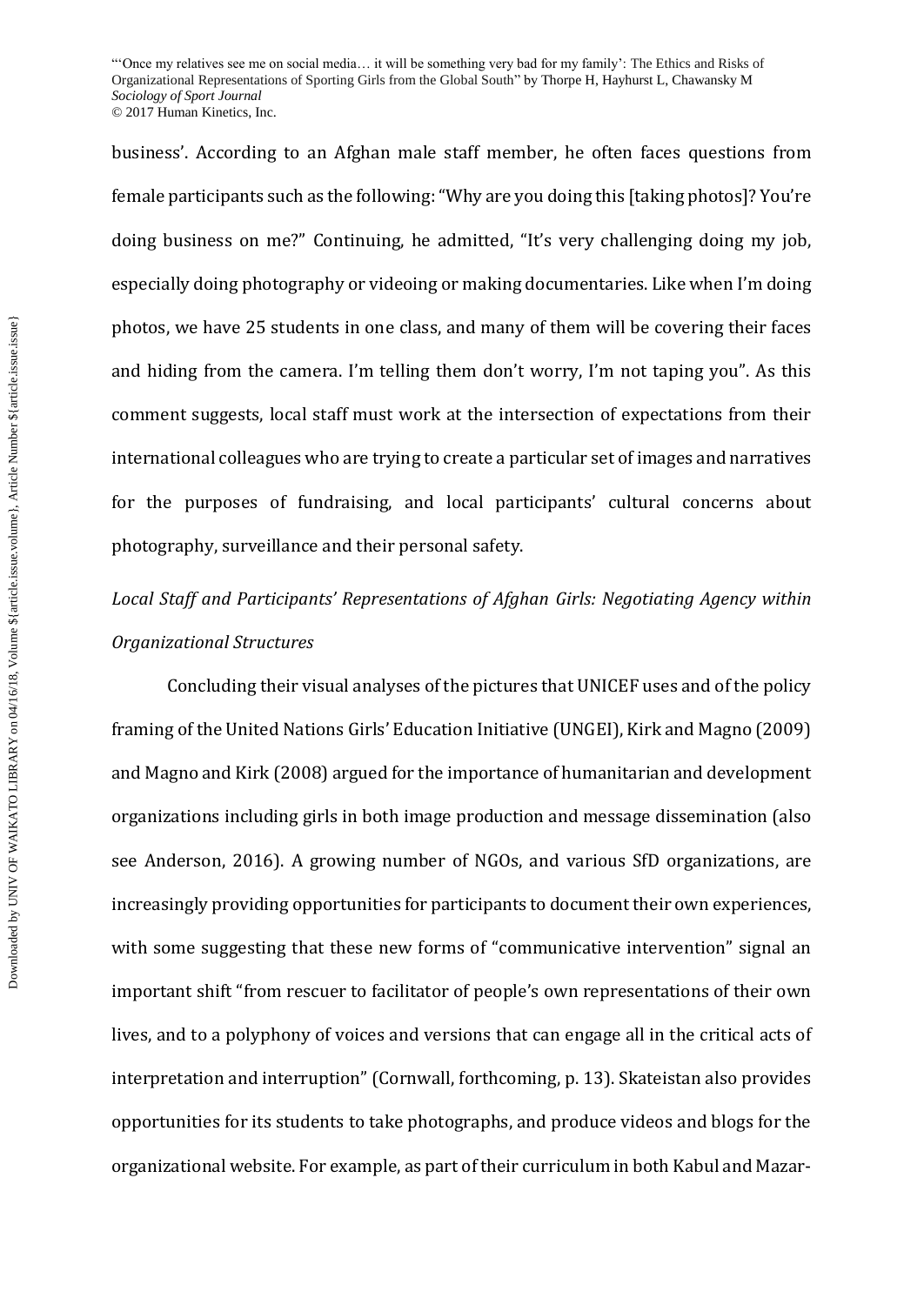business'. According to an Afghan male staff member, he often faces questions from female participants such as the following: "Why are you doing this [taking photos]? You're doing business on me?" Continuing, he admitted, "It's very challenging doing my job, especially doing photography or videoing or making documentaries. Like when I'm doing photos, we have 25 students in one class, and many of them will be covering their faces and hiding from the camera. I'm telling them don't worry, I'm not taping you". As this comment suggests, local staff must work at the intersection of expectations from their international colleagues who are trying to create a particular set of images and narratives for the purposes of fundraising, and local participants' cultural concerns about photography, surveillance and their personal safety.

### *Local Staff and Participants' Representations of Afghan Girls: Negotiating Agency within Organizational Structures*

Concluding their visual analyses of the pictures that UNICEF uses and of the policy framing of the United Nations Girls' Education Initiative (UNGEI), Kirk and Magno (2009) and Magno and Kirk (2008) argued for the importance of humanitarian and development organizations including girls in both image production and message dissemination (also see Anderson, 2016). A growing number of NGOs, and various SfD organizations, are increasingly providing opportunities for participants to document their own experiences, with some suggesting that these new forms of "communicative intervention" signal an important shift "from rescuer to facilitator of people's own representations of their own lives, and to a polyphony of voices and versions that can engage all in the critical acts of interpretation and interruption" (Cornwall, forthcoming, p. 13). Skateistan also provides opportunities for its students to take photographs, and produce videos and blogs for the organizational website. For example, as part of their curriculum in both Kabul and Mazar-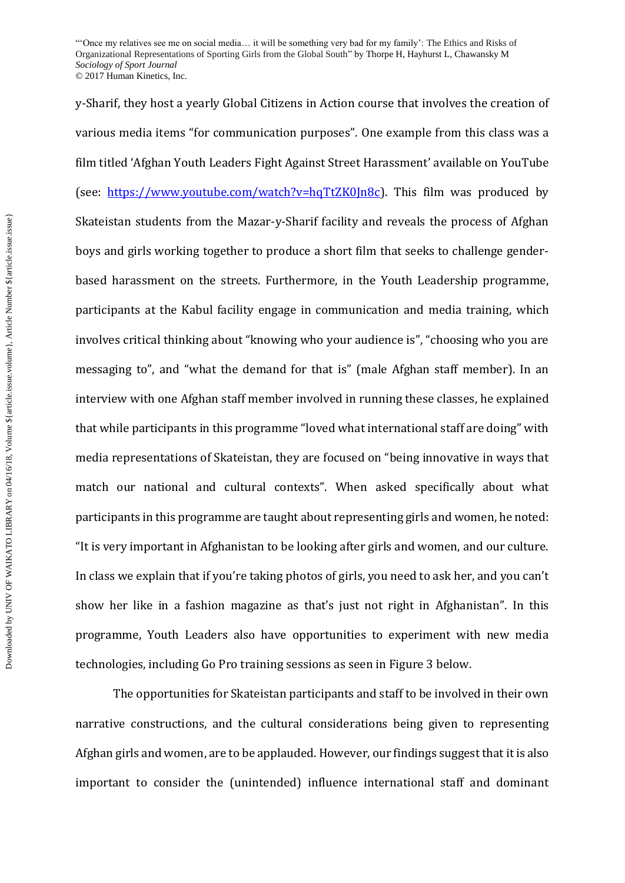y-Sharif, they host a yearly Global Citizens in Action course that involves the creation of various media items "for communication purposes". One example from this class was a film titled 'Afghan Youth Leaders Fight Against Street Harassment' available on YouTube (see: https://www.youtube.com/watch?v=hqTtZK0Jn8c). This film was produced by Skateistan students from the Mazar-y-Sharif facility and reveals the process of Afghan boys and girls working together to produce a short film that seeks to challenge gender-based harassment on the streets. Furthermore, in the Youth Leadership programme, participants at the Kabul facility engage in communication and media training, which involves critical thinking about "knowing who your audience is", "choosing who you are messaging to", and "what the demand for that is" (male Afghan staff member). In an interview with one Afghan staff member involved in running these classes, he explained that while participants in this programme "loved what international staff are doing" with media representations of Skateistan, they are focused on "being innovative in ways that match our national and cultural contexts". When asked specifically about what participants in this programme are taught about representing girls and women, he noted: "It is very important in Afghanistan to be looking after girls and women, and our culture. In class we explain that if you're taking photos of girls, you need to ask her, and you can't show her like in a fashion magazine as that's just not right in Afghanistan". In this programme, Youth Leaders also have opportunities to experiment with new media technologies, including Go Pro training sessions as seen in Figure 3 below.

The opportunities for Skateistan participants and staff to be involved in their own narrative constructions, and the cultural considerations being given to representing Afghan girls and women, are to be applauded. However, our findings suggest that it is also important to consider the (unintended) influence international staff and dominant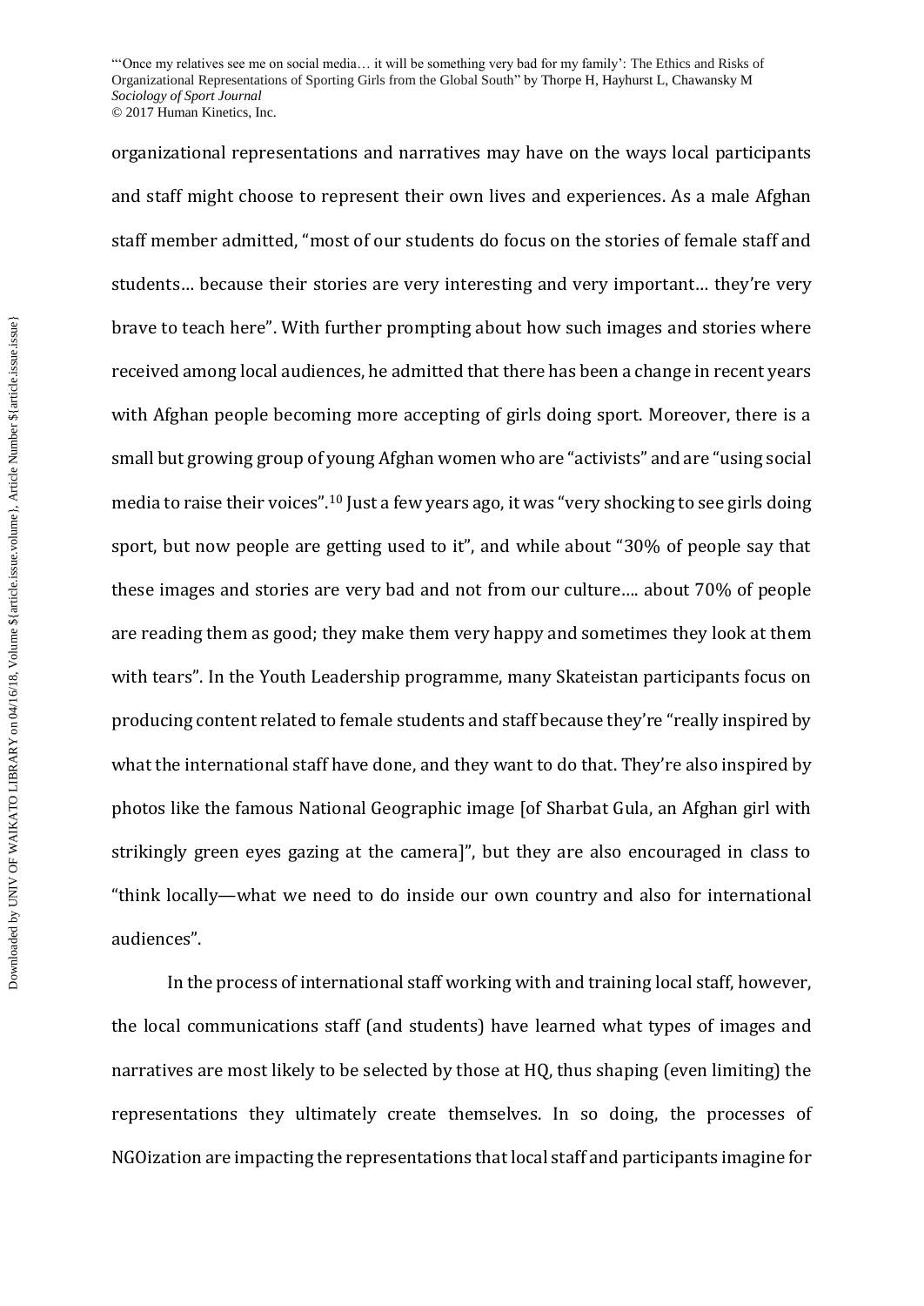organizational representations and narratives may have on the ways local participants and staff might choose to represent their own lives and experiences. As a male Afghan staff member admitted, "most of our students do focus on the stories of female staff and students… because their stories are very interesting and very important… they're very brave to teach here". With further prompting about how such images and stories where received among local audiences, he admitted that there has been a change in recent years with Afghan people becoming more accepting of girls doing sport. Moreover, there is a small but growing group of young Afghan women who are "activists" and are "using social media to raise their voices".[10] Just a few years ago, it was "very shocking to see girls doing sport, but now people are getting used to it", and while about "30% of people say that these images and stories are very bad and not from our culture…. about 70% of people are reading them as good; they make them very happy and sometimes they look at them with tears". In the Youth Leadership programme, many Skateistan participants focus on producing content related to female students and staff because they're "really inspired by what the international staff have done, and they want to do that. They're also inspired by photos like the famous National Geographic image [of Sharbat Gula, an Afghan girl with strikingly green eyes gazing at the camera]", but they are also encouraged in class to "think locally—what we need to do inside our own country and also for international audiences".

In the process of international staff working with and training local staff, however, the local communications staff (and students) have learned what types of images and narratives are most likely to be selected by those at HQ, thus shaping (even limiting) the representations they ultimately create themselves. In so doing, the processes of NGOization are impacting the representations that local staff and participants imagine for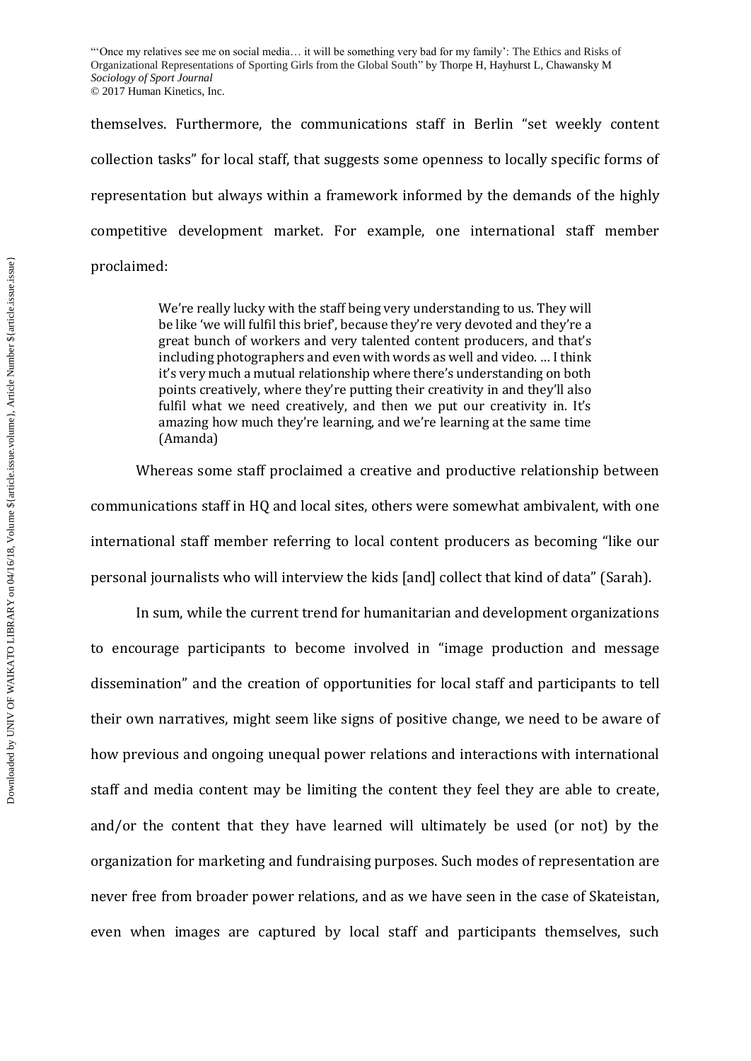themselves. Furthermore, the communications staff in Berlin "set weekly content collection tasks" for local staff, that suggests some openness to locally specific forms of representation but always within a framework informed by the demands of the highly competitive development market. For example, one international staff member proclaimed:

> We're really lucky with the staff being very understanding to us. They will be like 'we will fulfil this brief', because they're very devoted and they're a great bunch of workers and very talented content producers, and that's including photographers and even with words as well and video. … I think it's very much a mutual relationship where there's understanding on both points creatively, where they're putting their creativity in and they'll also fulfil what we need creatively, and then we put our creativity in. It's amazing how much they're learning, and we're learning at the same time (Amanda)

Whereas some staff proclaimed a creative and productive relationship between communications staff in HQ and local sites, others were somewhat ambivalent, with one international staff member referring to local content producers as becoming "like our personal journalists who will interview the kids [and] collect that kind of data" (Sarah).

In sum, while the current trend for humanitarian and development organizations to encourage participants to become involved in "image production and message dissemination" and the creation of opportunities for local staff and participants to tell their own narratives, might seem like signs of positive change, we need to be aware of how previous and ongoing unequal power relations and interactions with international staff and media content may be limiting the content they feel they are able to create, and/or the content that they have learned will ultimately be used (or not) by the organization for marketing and fundraising purposes. Such modes of representation are never free from broader power relations, and as we have seen in the case of Skateistan, even when images are captured by local staff and participants themselves, such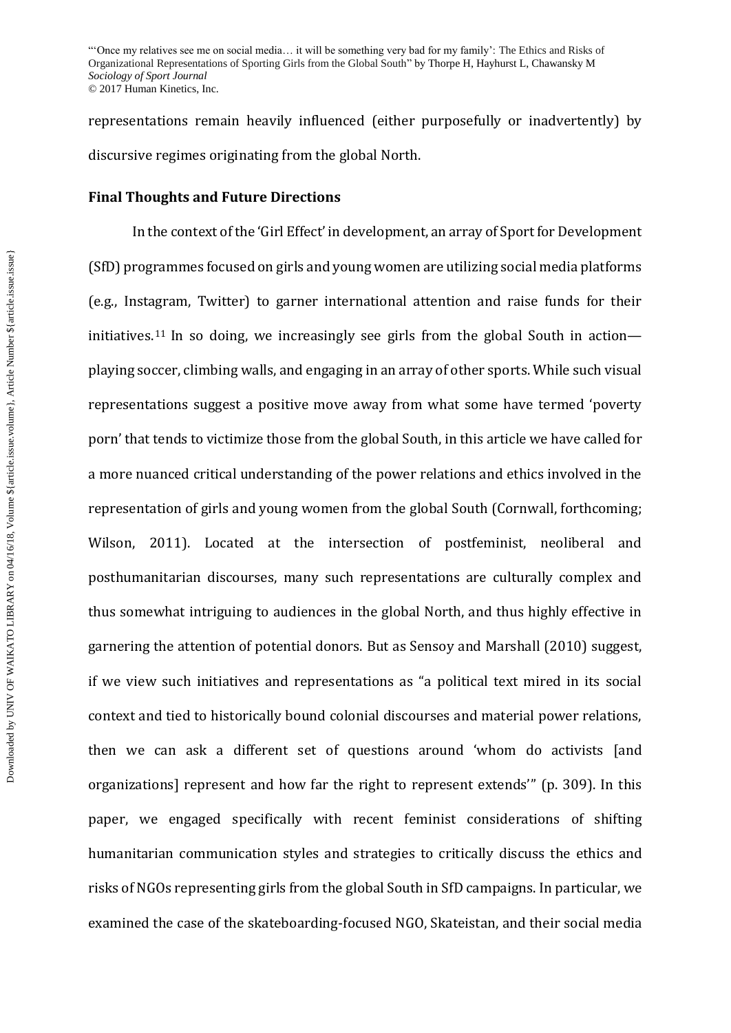representations remain heavily influenced (either purposefully or inadvertently) by discursive regimes originating from the global North.

**Final Thoughts and Future Directions**

In the context of the 'Girl Effect' in development, an array of Sport for Development (SfD) programmes focused on girls and young women are utilizing social media platforms (e.g., Instagram, Twitter) to garner international attention and raise funds for their initiatives.[11] In so doing, we increasingly see girls from the global South in action—playing soccer, climbing walls, and engaging in an array of other sports. While such visual representations suggest a positive move away from what some have termed 'poverty porn' that tends to victimize those from the global South, in this article we have called for a more nuanced critical understanding of the power relations and ethics involved in the representation of girls and young women from the global South (Cornwall, forthcoming; Wilson, 2011). Located at the intersection of postfeminist, neoliberal and posthumanitarian discourses, many such representations are culturally complex and thus somewhat intriguing to audiences in the global North, and thus highly effective in garnering the attention of potential donors. But as Sensoy and Marshall (2010) suggest, if we view such initiatives and representations as "a political text mired in its social context and tied to historically bound colonial discourses and material power relations, then we can ask a different set of questions around 'whom do activists [and organizations] represent and how far the right to represent extends'" (p. 309). In this paper, we engaged specifically with recent feminist considerations of shifting humanitarian communication styles and strategies to critically discuss the ethics and risks of NGOs representing girls from the global South in SfD campaigns. In particular, we examined the case of the skateboarding-focused NGO, Skateistan, and their social media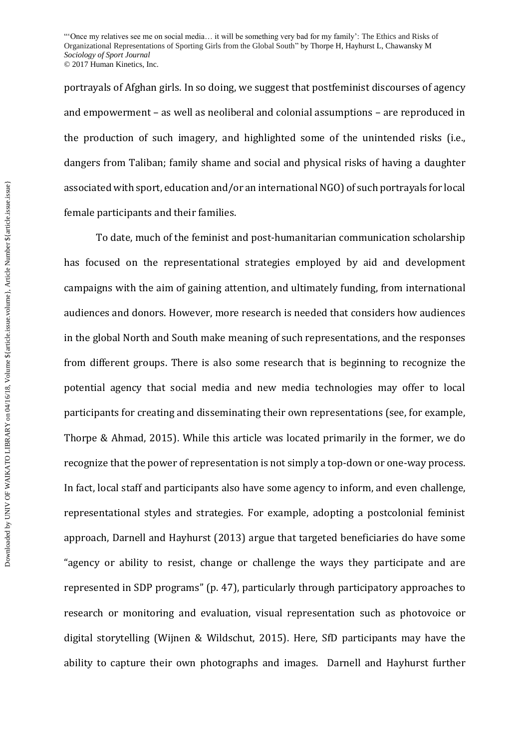portrayals of Afghan girls. In so doing, we suggest that postfeminist discourses of agency and empowerment – as well as neoliberal and colonial assumptions – are reproduced in the production of such imagery, and highlighted some of the unintended risks (i.e., dangers from Taliban; family shame and social and physical risks of having a daughter associated with sport, education and/or an international NGO) of such portrayals for local female participants and their families.

To date, much of the feminist and post-humanitarian communication scholarship has focused on the representational strategies employed by aid and development campaigns with the aim of gaining attention, and ultimately funding, from international audiences and donors. However, more research is needed that considers how audiences in the global North and South make meaning of such representations, and the responses from different groups. There is also some research that is beginning to recognize the potential agency that social media and new media technologies may offer to local participants for creating and disseminating their own representations (see, for example, Thorpe & Ahmad, 2015). While this article was located primarily in the former, we do recognize that the power of representation is not simply a top-down or one-way process. In fact, local staff and participants also have some agency to inform, and even challenge, representational styles and strategies. For example, adopting a postcolonial feminist approach, Darnell and Hayhurst (2013) argue that targeted beneficiaries do have some "agency or ability to resist, change or challenge the ways they participate and are represented in SDP programs" (p. 47), particularly through participatory approaches to research or monitoring and evaluation, visual representation such as photovoice or digital storytelling (Wijnen & Wildschut, 2015). Here, SfD participants may have the ability to capture their own photographs and images. Darnell and Hayhurst further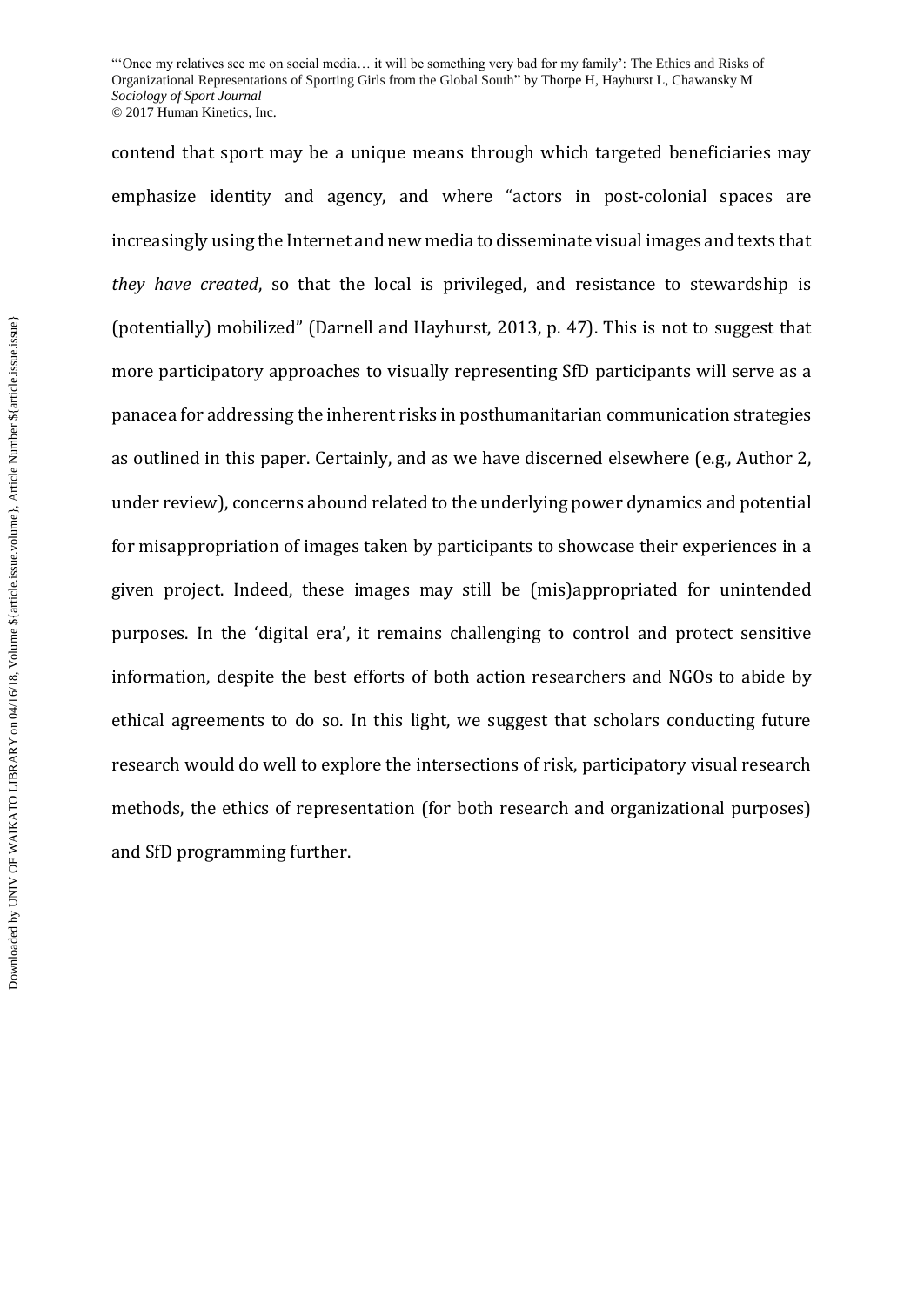contend that sport may be a unique means through which targeted beneficiaries may emphasize identity and agency, and where "actors in post-colonial spaces are increasingly using the Internet and new media to disseminate visual images and texts that *they have created*, so that the local is privileged, and resistance to stewardship is (potentially) mobilized" (Darnell and Hayhurst, 2013, p. 47). This is not to suggest that more participatory approaches to visually representing SfD participants will serve as a panacea for addressing the inherent risks in posthumanitarian communication strategies as outlined in this paper. Certainly, and as we have discerned elsewhere (e.g., Author 2, under review), concerns abound related to the underlying power dynamics and potential for misappropriation of images taken by participants to showcase their experiences in a given project. Indeed, these images may still be (mis)appropriated for unintended purposes. In the 'digital era', it remains challenging to control and protect sensitive information, despite the best efforts of both action researchers and NGOs to abide by ethical agreements to do so. In this light, we suggest that scholars conducting future research would do well to explore the intersections of risk, participatory visual research methods, the ethics of representation (for both research and organizational purposes) and SfD programming further.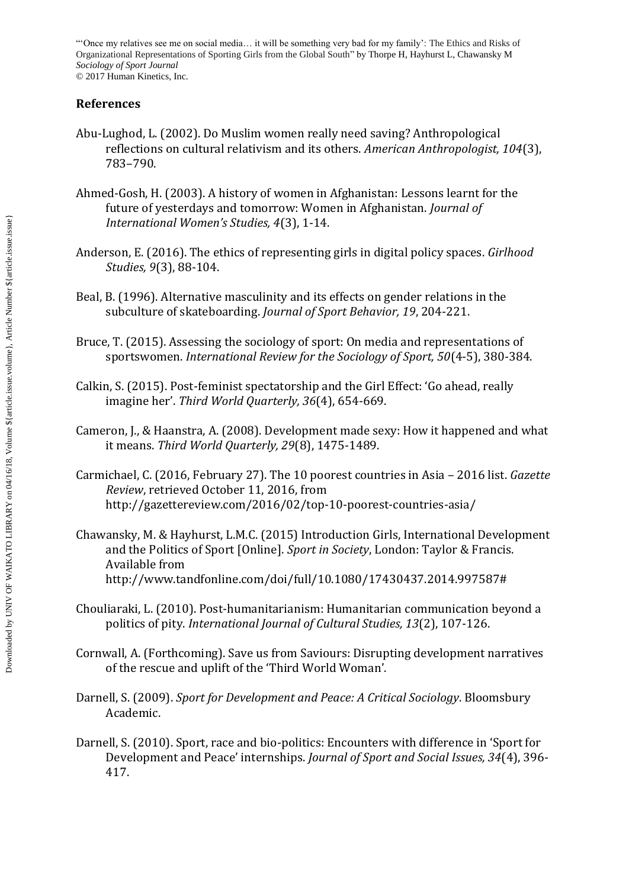## References

Abu-Lughod, L. (2002). Do Muslim women really need saving? Anthropological reflections on cultural relativism and its others. *American Anthropologist, 104*(3), 783–790.

Ahmed-Gosh, H. (2003). A history of women in Afghanistan: Lessons learnt for the future of yesterdays and tomorrow: Women in Afghanistan. *Journal of International Women's Studies, 4*(3), 1-14.

Anderson, E. (2016). The ethics of representing girls in digital policy spaces. *Girlhood Studies, 9*(3), 88-104.

Beal, B. (1996). Alternative masculinity and its effects on gender relations in the subculture of skateboarding. *Journal of Sport Behavior, 19*, 204-221.

Bruce, T. (2015). Assessing the sociology of sport: On media and representations of sportswomen. *International Review for the Sociology of Sport, 50*(4-5), 380-384.

Calkin, S. (2015). Post-feminist spectatorship and the Girl Effect: 'Go ahead, really imagine her'. *Third World Quarterly, 36*(4), 654-669.

Cameron, J., & Haanstra, A. (2008). Development made sexy: How it happened and what it means. *Third World Quarterly, 29*(8), 1475-1489.

Carmichael, C. (2016, February 27). The 10 poorest countries in Asia – 2016 list. *Gazette Review*, retrieved October 11, 2016, from http://gazettereview.com/2016/02/top-10-poorest-countries-asia/

Chawansky, M. & Hayhurst, L.M.C. (2015) Introduction Girls, International Development and the Politics of Sport [Online]. *Sport in Society*, London: Taylor & Francis. Available from http://www.tandfonline.com/doi/full/10.1080/17430437.2014.997587#

Chouliaraki, L. (2010). Post-humanitarianism: Humanitarian communication beyond a politics of pity. *International Journal of Cultural Studies, 13*(2), 107-126.

Cornwall, A. (Forthcoming). Save us from Saviours: Disrupting development narratives of the rescue and uplift of the 'Third World Woman'.

Darnell, S. (2009). *Sport for Development and Peace: A Critical Sociology*. Bloomsbury Academic.

Darnell, S. (2010). Sport, race and bio-politics: Encounters with difference in 'Sport for Development and Peace' internships. *Journal of Sport and Social Issues, 34*(4), 396-417.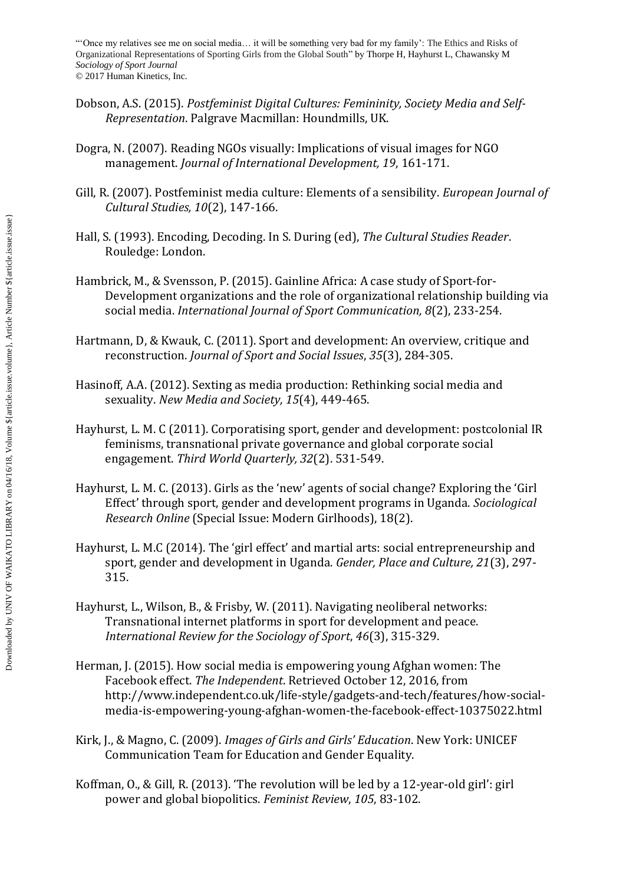Dobson, A.S. (2015). *Postfeminist Digital Cultures: Femininity, Society Media and Self-Representation*. Palgrave Macmillan: Houndmills, UK.

Dogra, N. (2007). Reading NGOs visually: Implications of visual images for NGO management. *Journal of International Development, 19*, 161-171.

Gill, R. (2007). Postfeminist media culture: Elements of a sensibility. *European Journal of Cultural Studies, 10*(2), 147-166.

Hall, S. (1993). Encoding, Decoding. In S. During (ed), *The Cultural Studies Reader*. Rouledge: London.

Hambrick, M., & Svensson, P. (2015). Gainline Africa: A case study of Sport-for-Development organizations and the role of organizational relationship building via social media. *International Journal of Sport Communication, 8*(2), 233-254.

Hartmann, D, & Kwauk, C. (2011). Sport and development: An overview, critique and reconstruction. *Journal of Sport and Social Issues*, *35*(3), 284-305.

Hasinoff, A.A. (2012). Sexting as media production: Rethinking social media and sexuality. *New Media and Society, 15*(4), 449-465.

Hayhurst, L. M. C (2011). Corporatising sport, gender and development: postcolonial IR feminisms, transnational private governance and global corporate social engagement. *Third World Quarterly, 32*(2). 531-549.

Hayhurst, L. M. C. (2013). Girls as the 'new' agents of social change? Exploring the 'Girl Effect' through sport, gender and development programs in Uganda. *Sociological Research Online* (Special Issue: Modern Girlhoods), 18(2).

Hayhurst, L. M.C (2014). The 'girl effect' and martial arts: social entrepreneurship and sport, gender and development in Uganda. *Gender, Place and Culture, 21*(3), 297-315.

Hayhurst, L., Wilson, B., & Frisby, W. (2011). Navigating neoliberal networks: Transnational internet platforms in sport for development and peace. *International Review for the Sociology of Sport*, *46*(3), 315-329.

Herman, J. (2015). How social media is empowering young Afghan women: The Facebook effect. *The Independent*. Retrieved October 12, 2016, from http://www.independent.co.uk/life-style/gadgets-and-tech/features/how-social-media-is-empowering-young-afghan-women-the-facebook-effect-10375022.html

Kirk, J., & Magno, C. (2009). *Images of Girls and Girls' Education*. New York: UNICEF Communication Team for Education and Gender Equality.

Koffman, O., & Gill, R. (2013). 'The revolution will be led by a 12-year-old girl': girl power and global biopolitics. *Feminist Review*, *105*, 83-102.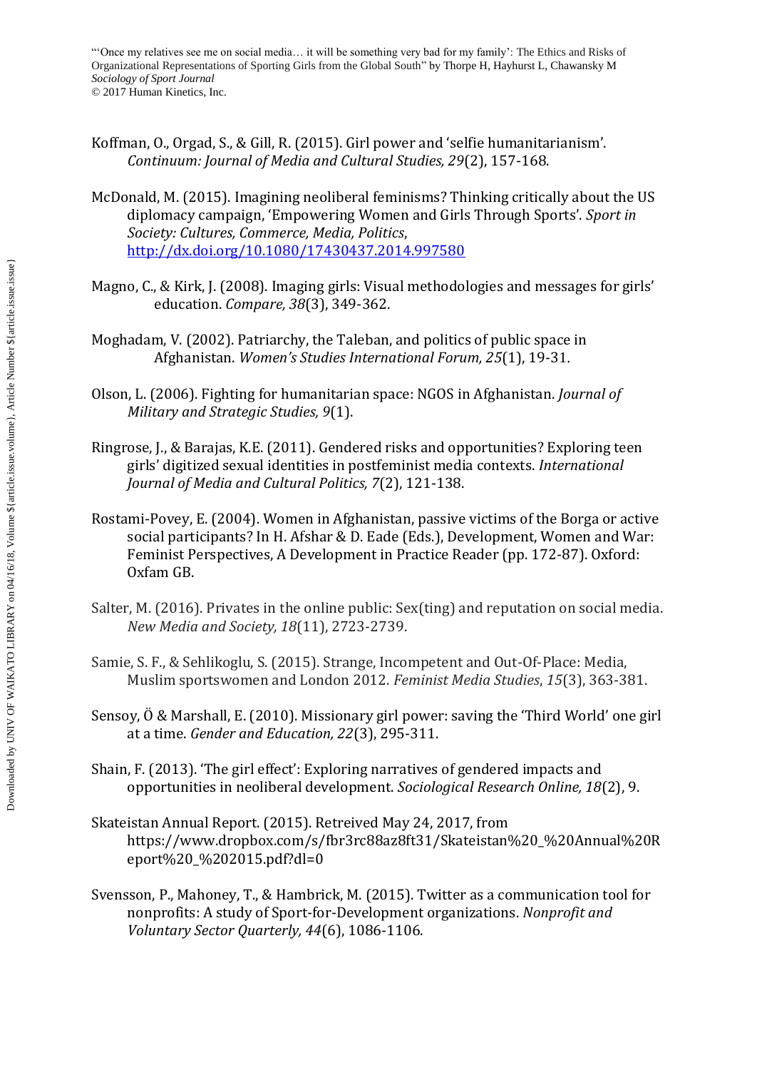Koffman, O., Orgad, S., & Gill, R. (2015). Girl power and 'selfie humanitarianism'. *Continuum: Journal of Media and Cultural Studies, 29*(2), 157-168.

McDonald, M. (2015). Imagining neoliberal feminisms? Thinking critically about the US diplomacy campaign, 'Empowering Women and Girls Through Sports'. *Sport in Society: Cultures, Commerce, Media, Politics*, http://dx.doi.org/10.1080/17430437.2014.997580

Magno, C., & Kirk, J. (2008). Imaging girls: Visual methodologies and messages for girls' education. *Compare, 38*(3), 349-362.

Moghadam, V. (2002). Patriarchy, the Taleban, and politics of public space in Afghanistan. *Women's Studies International Forum, 25*(1), 19-31.

Olson, L. (2006). Fighting for humanitarian space: NGOS in Afghanistan. *Journal of Military and Strategic Studies, 9*(1).

Ringrose, J., & Barajas, K.E. (2011). Gendered risks and opportunities? Exploring teen girls' digitized sexual identities in postfeminist media contexts. *International Journal of Media and Cultural Politics, 7*(2), 121-138.

Rostami-Povey, E. (2004). Women in Afghanistan, passive victims of the Borga or active social participants? In H. Afshar & D. Eade (Eds.), Development, Women and War: Feminist Perspectives, A Development in Practice Reader (pp. 172-87). Oxford: Oxfam GB.

Salter, M. (2016). Privates in the online public: Sex(ting) and reputation on social media. *New Media and Society, 18*(11), 2723-2739.

Samie, S. F., & Sehlikoglu, S. (2015). Strange, Incompetent and Out-Of-Place: Media, Muslim sportswomen and London 2012. *Feminist Media Studies*, *15*(3), 363-381.

Sensoy, Ö & Marshall, E. (2010). Missionary girl power: saving the 'Third World' one girl at a time. *Gender and Education, 22*(3), 295-311.

Shain, F. (2013). 'The girl effect': Exploring narratives of gendered impacts and opportunities in neoliberal development. *Sociological Research Online, 18*(2), 9.

Skateistan Annual Report. (2015). Retreived May 24, 2017, from https://www.dropbox.com/s/fbr3rc88az8ft31/Skateistan%20_%20Annual%20Report%20_%202015.pdf?dl=0

Svensson, P., Mahoney, T., & Hambrick, M. (2015). Twitter as a communication tool for nonprofits: A study of Sport-for-Development organizations. *Nonprofit and Voluntary Sector Quarterly, 44*(6), 1086-1106.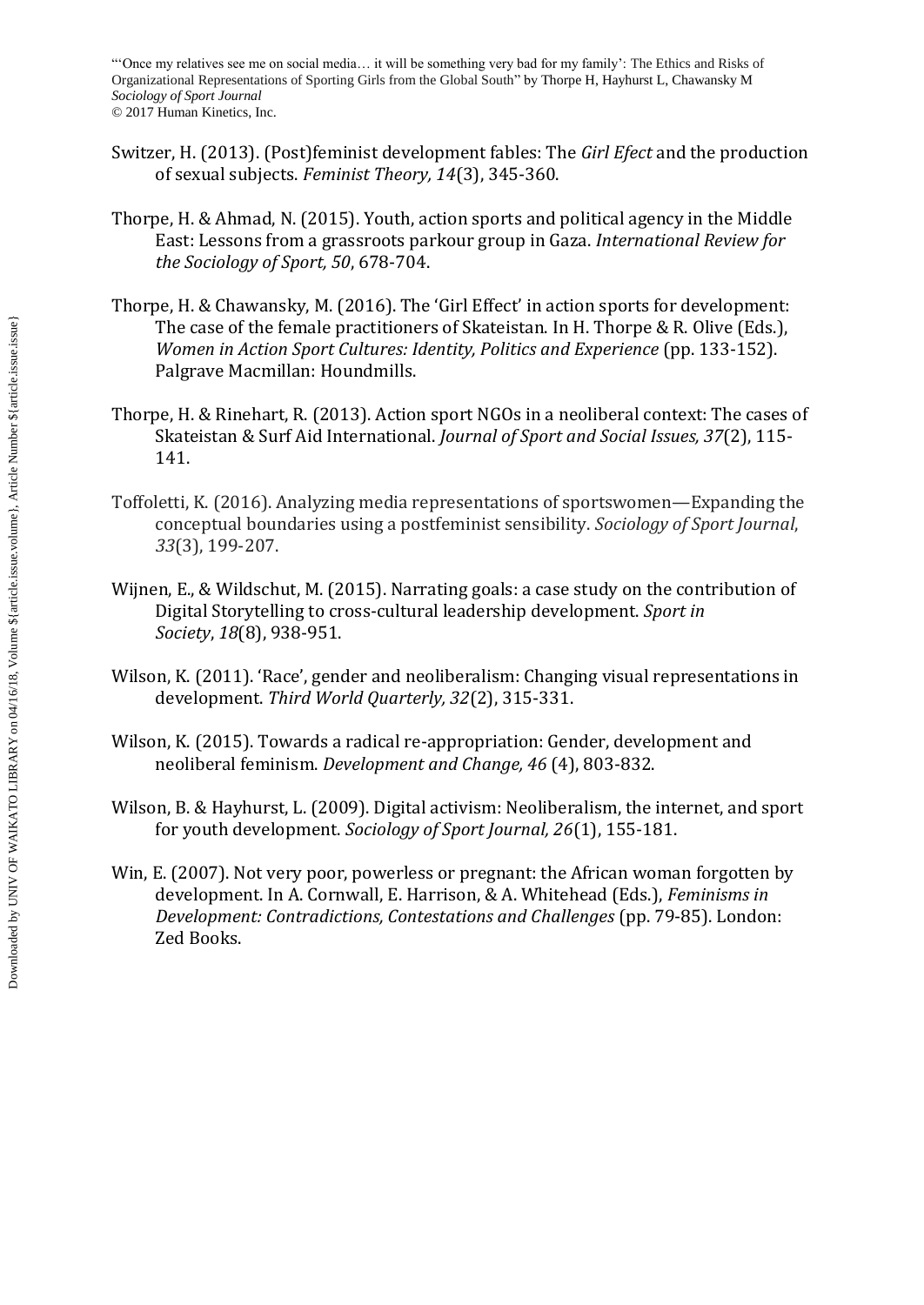Switzer, H. (2013). (Post)feminist development fables: The *Girl Efect* and the production of sexual subjects. *Feminist Theory, 14*(3), 345-360.

Thorpe, H. & Ahmad, N. (2015). Youth, action sports and political agency in the Middle East: Lessons from a grassroots parkour group in Gaza. *International Review for the Sociology of Sport, 50*, 678-704.

Thorpe, H. & Chawansky, M. (2016). The 'Girl Effect' in action sports for development: The case of the female practitioners of Skateistan. In H. Thorpe & R. Olive (Eds.), *Women in Action Sport Cultures: Identity, Politics and Experience* (pp. 133-152). Palgrave Macmillan: Houndmills.

Thorpe, H. & Rinehart, R. (2013). Action sport NGOs in a neoliberal context: The cases of Skateistan & Surf Aid International. *Journal of Sport and Social Issues, 37*(2), 115-141.

Toffoletti, K. (2016). Analyzing media representations of sportswomen—Expanding the conceptual boundaries using a postfeminist sensibility. *Sociology of Sport Journal*, *33*(3), 199-207.

Wijnen, E., & Wildschut, M. (2015). Narrating goals: a case study on the contribution of Digital Storytelling to cross-cultural leadership development. *Sport in Society*, *18*(8), 938-951.

Wilson, K. (2011). 'Race', gender and neoliberalism: Changing visual representations in development. *Third World Quarterly, 32*(2), 315-331.

Wilson, K. (2015). Towards a radical re-appropriation: Gender, development and neoliberal feminism. *Development and Change, 46* (4), 803-832.

Wilson, B. & Hayhurst, L. (2009). Digital activism: Neoliberalism, the internet, and sport for youth development. *Sociology of Sport Journal, 26*(1), 155-181.

Win, E. (2007). Not very poor, powerless or pregnant: the African woman forgotten by development. In A. Cornwall, E. Harrison, & A. Whitehead (Eds.), *Feminisms in Development: Contradictions, Contestations and Challenges* (pp. 79-85). London: Zed Books.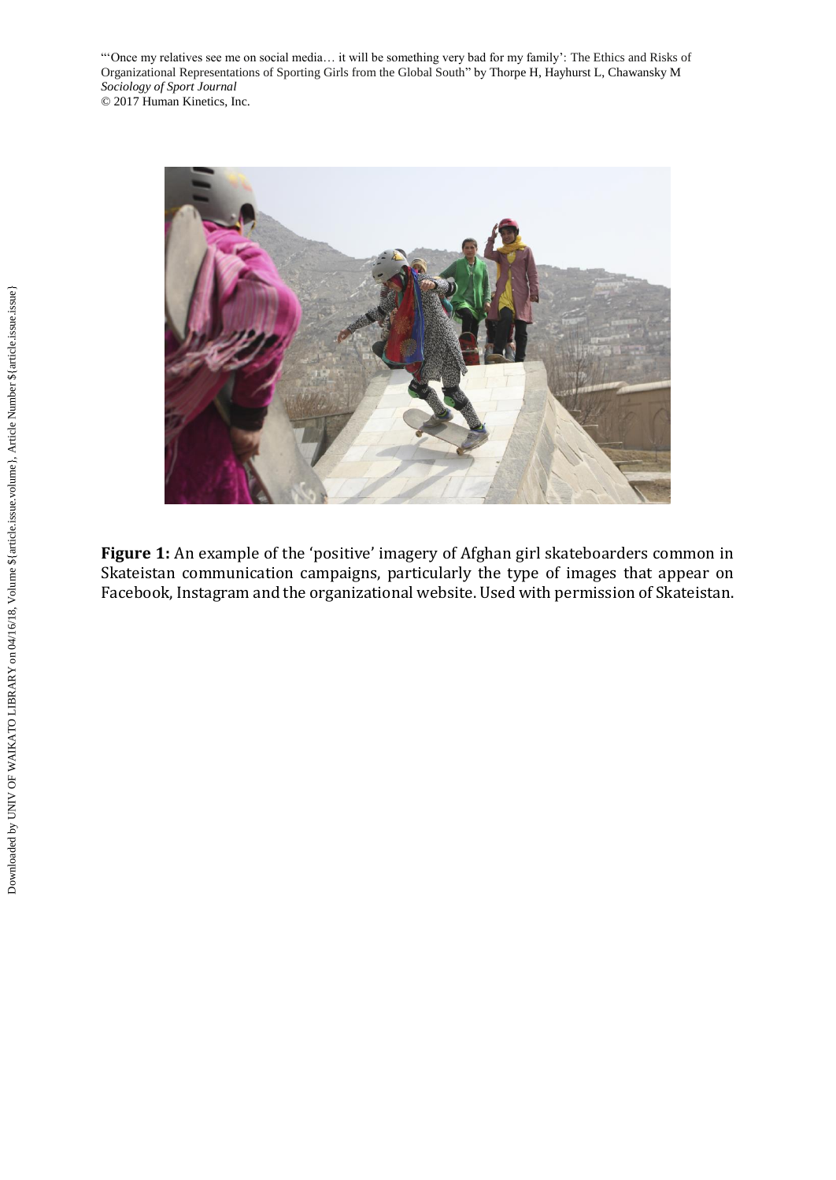**Figure 1:** An example of the 'positive' imagery of Afghan girl skateboarders common in Skateistan communication campaigns, particularly the type of images that appear on Facebook, Instagram and the organizational website. Used with permission of Skateistan.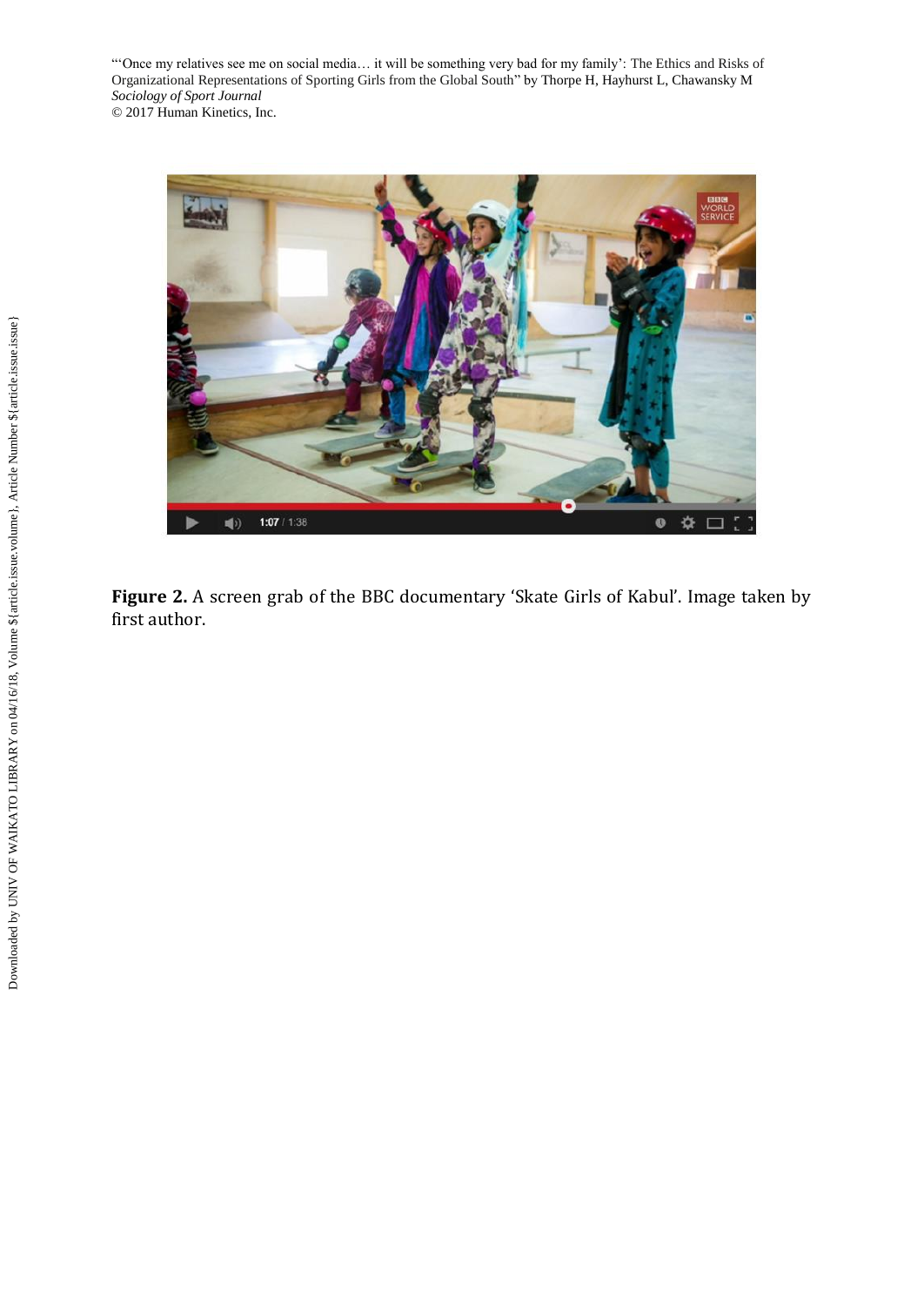**Figure 2.** A screen grab of the BBC documentary 'Skate Girls of Kabul'. Image taken by first author.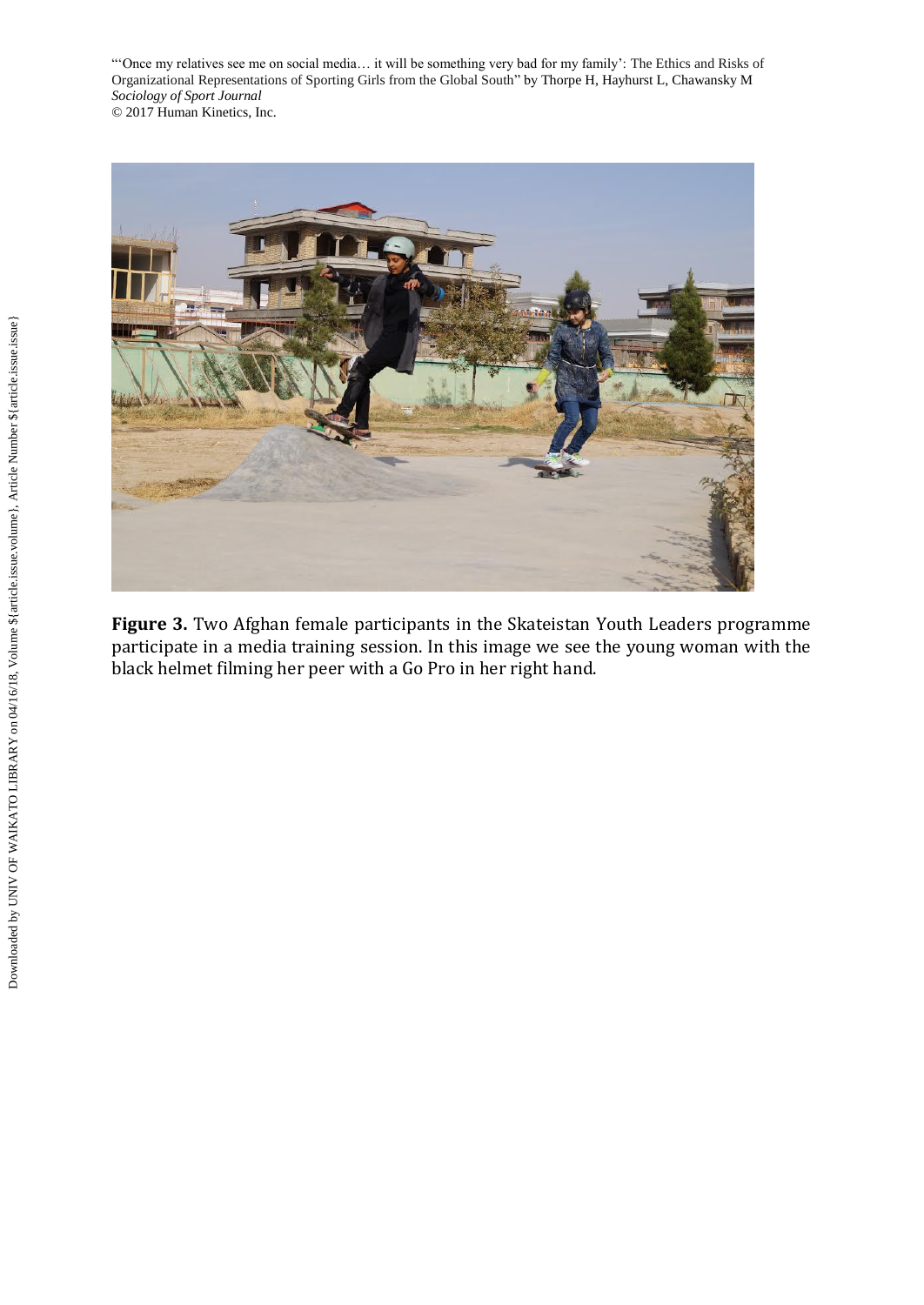**Figure 3.** Two Afghan female participants in the Skateistan Youth Leaders programme participate in a media training session. In this image we see the young woman with the black helmet filming her peer with a Go Pro in her right hand.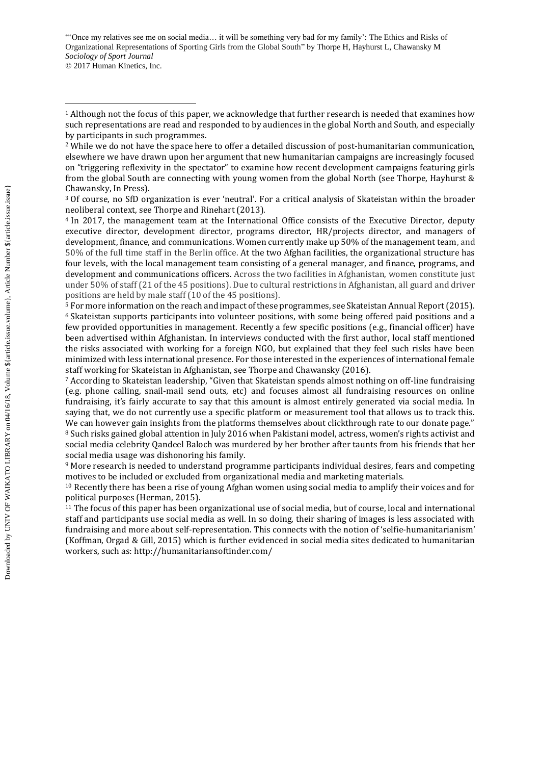[1] Although not the focus of this paper, we acknowledge that further research is needed that examines how such representations are read and responded to by audiences in the global North and South, and especially by participants in such programmes.

[2] While we do not have the space here to offer a detailed discussion of post-humanitarian communication, elsewhere we have drawn upon her argument that new humanitarian campaigns are increasingly focused on "triggering reflexivity in the spectator" to examine how recent development campaigns featuring girls from the global South are connecting with young women from the global North (see Thorpe, Hayhurst & Chawansky, In Press).

[3] Of course, no SfD organization is ever 'neutral'. For a critical analysis of Skateistan within the broader neoliberal context, see Thorpe and Rinehart (2013).

[4] In 2017, the management team at the International Office consists of the Executive Director, deputy executive director, development director, programs director, HR/projects director, and managers of development, finance, and communications. Women currently make up 50% of the management team, and 50% of the full time staff in the Berlin office. At the two Afghan facilities, the organizational structure has four levels, with the local management team consisting of a general manager, and finance, programs, and development and communications officers. Across the two facilities in Afghanistan, women constitute just under 50% of staff (21 of the 45 positions). Due to cultural restrictions in Afghanistan, all guard and driver positions are held by male staff (10 of the 45 positions).

[5] For more information on the reach and impact of these programmes, see Skateistan Annual Report (2015).

[6] Skateistan supports participants into volunteer positions, with some being offered paid positions and a few provided opportunities in management. Recently a few specific positions (e.g., financial officer) have been advertised within Afghanistan. In interviews conducted with the first author, local staff mentioned the risks associated with working for a foreign NGO, but explained that they feel such risks have been minimized with less international presence. For those interested in the experiences of international female staff working for Skateistan in Afghanistan, see Thorpe and Chawansky (2016).

[7] According to Skateistan leadership, "Given that Skateistan spends almost nothing on off-line fundraising (e.g. phone calling, snail-mail send outs, etc) and focuses almost all fundraising resources on online fundraising, it's fairly accurate to say that this amount is almost entirely generated via social media. In saying that, we do not currently use a specific platform or measurement tool that allows us to track this. We can however gain insights from the platforms themselves about clickthrough rate to our donate page."

[8] Such risks gained global attention in July 2016 when Pakistani model, actress, women's rights activist and social media celebrity Qandeel Baloch was murdered by her brother after taunts from his friends that her social media usage was dishonoring his family.

[9] More research is needed to understand programme participants individual desires, fears and competing motives to be included or excluded from organizational media and marketing materials.

[10] Recently there has been a rise of young Afghan women using social media to amplify their voices and for political purposes (Herman, 2015).

[11] The focus of this paper has been organizational use of social media, but of course, local and international staff and participants use social media as well. In so doing, their sharing of images is less associated with fundraising and more about self-representation. This connects with the notion of 'selfie-humanitarianism' (Koffman, Orgad & Gill, 2015) which is further evidenced in social media sites dedicated to humanitarian workers, such as: http://humanitariansoftinder.com/